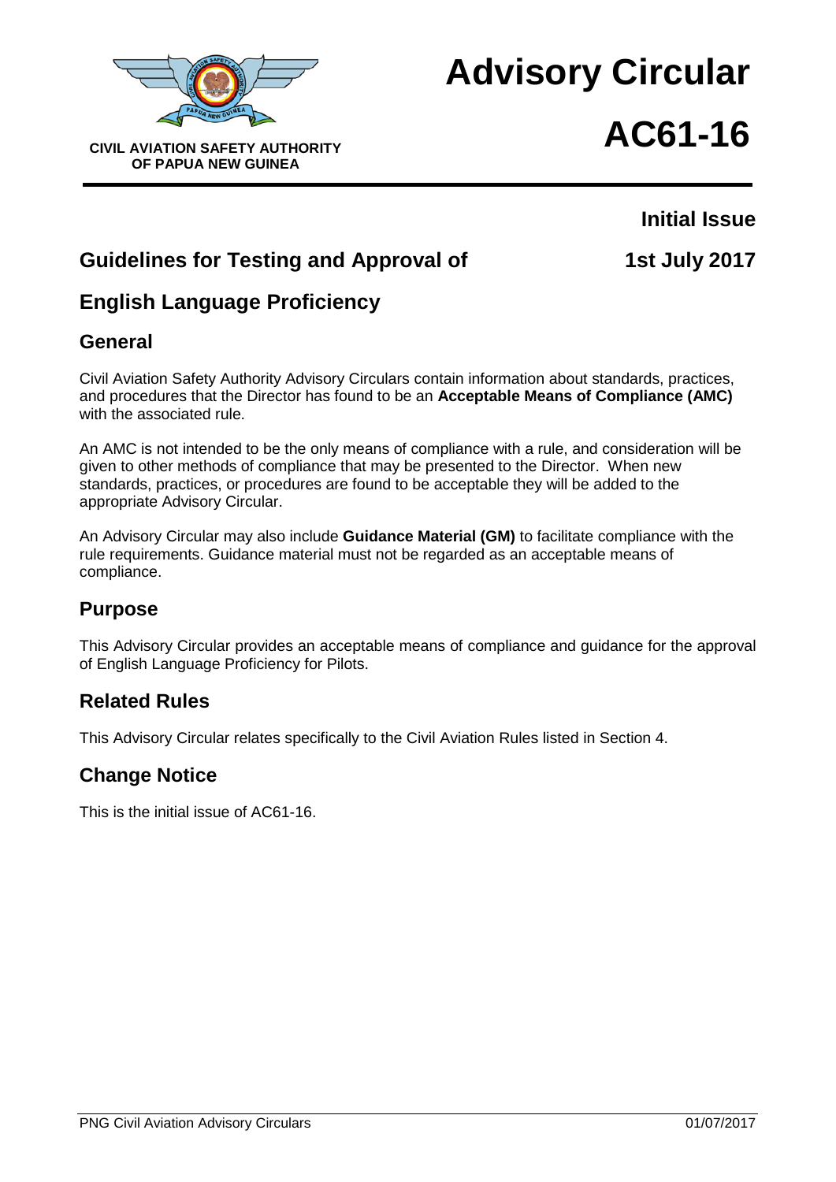CIVIL AVIATION SAFETY AUTHORITY OF PAPUA NEW GUINEA

# Advisory Circular

# AC61-16

**Initial Issue**

**1st July 2017**

## Guidelines for Testing and Approval of English Language Proficiency

## General

Civil Aviation Safety Authority Advisory Circulars contain information about standards, practices, and procedures that the Director has found to be an **Acceptable Means of Compliance (AMC)** with the associated rule.

An AMC is not intended to be the only means of compliance with a rule, and consideration will be given to other methods of compliance that may be presented to the Director. When new standards, practices, or procedures are found to be acceptable they will be added to the appropriate Advisory Circular.

An Advisory Circular may also include **Guidance Material (GM)** to facilitate compliance with the rule requirements. Guidance material must not be regarded as an acceptable means of compliance.

## Purpose

This Advisory Circular provides an acceptable means of compliance and guidance for the approval of English Language Proficiency for Pilots.

## Related Rules

This Advisory Circular relates specifically to the Civil Aviation Rules listed in Section 4.

## Change Notice

This is the initial issue of AC61-16.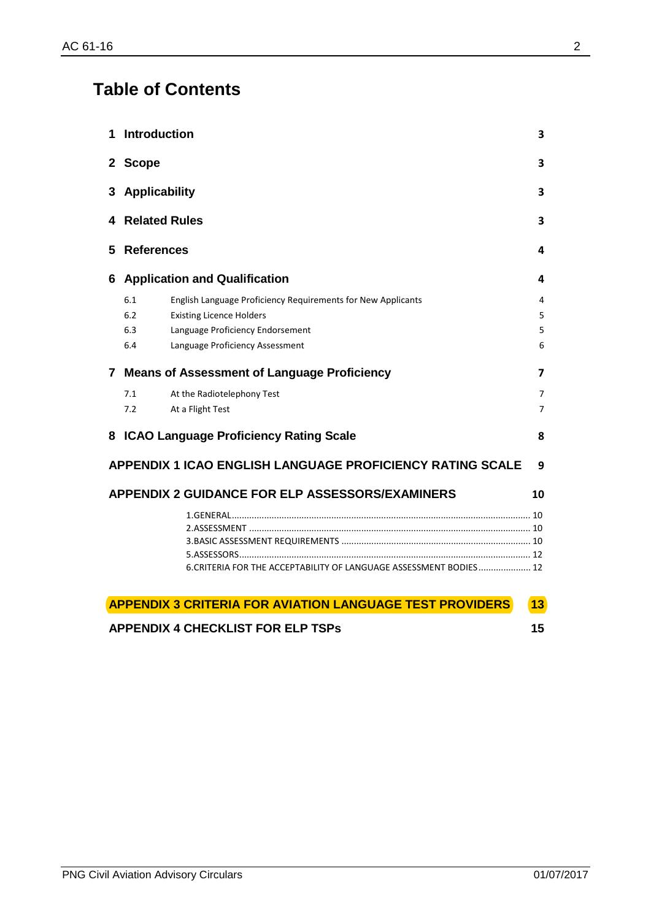# Table of Contents

| | | |
|---|---|---|
| **1** | **Introduction** | **3** |
| **2** | **Scope** | **3** |
| **3** | **Applicability** | **3** |
| **4** | **Related Rules** | **3** |
| **5** | **References** | **4** |
| **6** | **Application and Qualification** | **4** |
| 6.1 | English Language Proficiency Requirements for New Applicants | 4 |
| 6.2 | Existing Licence Holders | 5 |
| 6.3 | Language Proficiency Endorsement | 5 |
| 6.4 | Language Proficiency Assessment | 6 |
| **7** | **Means of Assessment of Language Proficiency** | **7** |
| 7.1 | At the Radiotelephony Test | 7 |
| 7.2 | At a Flight Test | 7 |
| **8** | **ICAO Language Proficiency Rating Scale** | **8** |
| | **APPENDIX 1 ICAO ENGLISH LANGUAGE PROFICIENCY RATING SCALE** | **9** |
| | **APPENDIX 2 GUIDANCE FOR ELP ASSESSORS/EXAMINERS** | **10** |
| | 1.GENERAL | 10 |
| | 2.ASSESSMENT | 10 |
| | 3.BASIC ASSESSMENT REQUIREMENTS | 10 |
| | 5.ASSESSORS | 12 |
| | 6.CRITERIA FOR THE ACCEPTABILITY OF LANGUAGE ASSESSMENT BODIES | 12 |
| | **APPENDIX 3 CRITERIA FOR AVIATION LANGUAGE TEST PROVIDERS** | **13** |
| | **APPENDIX 4 CHECKLIST FOR ELP TSPs** | **15** |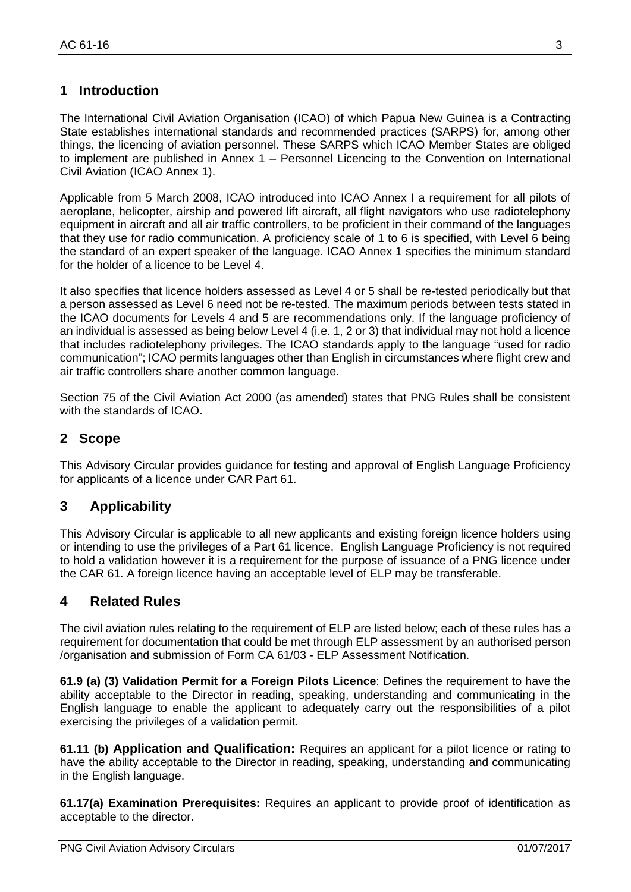## 1 Introduction

The International Civil Aviation Organisation (ICAO) of which Papua New Guinea is a Contracting State establishes international standards and recommended practices (SARPS) for, among other things, the licencing of aviation personnel. These SARPS which ICAO Member States are obliged to implement are published in Annex 1 – Personnel Licencing to the Convention on International Civil Aviation (ICAO Annex 1).

Applicable from 5 March 2008, ICAO introduced into ICAO Annex I a requirement for all pilots of aeroplane, helicopter, airship and powered lift aircraft, all flight navigators who use radiotelephony equipment in aircraft and all air traffic controllers, to be proficient in their command of the languages that they use for radio communication. A proficiency scale of 1 to 6 is specified, with Level 6 being the standard of an expert speaker of the language. ICAO Annex 1 specifies the minimum standard for the holder of a licence to be Level 4.

It also specifies that licence holders assessed as Level 4 or 5 shall be re-tested periodically but that a person assessed as Level 6 need not be re-tested. The maximum periods between tests stated in the ICAO documents for Levels 4 and 5 are recommendations only. If the language proficiency of an individual is assessed as being below Level 4 (i.e. 1, 2 or 3) that individual may not hold a licence that includes radiotelephony privileges. The ICAO standards apply to the language "used for radio communication"; ICAO permits languages other than English in circumstances where flight crew and air traffic controllers share another common language.

Section 75 of the Civil Aviation Act 2000 (as amended) states that PNG Rules shall be consistent with the standards of ICAO.

## 2 Scope

This Advisory Circular provides guidance for testing and approval of English Language Proficiency for applicants of a licence under CAR Part 61.

## 3 Applicability

This Advisory Circular is applicable to all new applicants and existing foreign licence holders using or intending to use the privileges of a Part 61 licence. English Language Proficiency is not required to hold a validation however it is a requirement for the purpose of issuance of a PNG licence under the CAR 61. A foreign licence having an acceptable level of ELP may be transferable.

## 4 Related Rules

The civil aviation rules relating to the requirement of ELP are listed below; each of these rules has a requirement for documentation that could be met through ELP assessment by an authorised person /organisation and submission of Form CA 61/03 - ELP Assessment Notification.

**61.9 (a) (3) Validation Permit for a Foreign Pilots Licence**: Defines the requirement to have the ability acceptable to the Director in reading, speaking, understanding and communicating in the English language to enable the applicant to adequately carry out the responsibilities of a pilot exercising the privileges of a validation permit.

**61.11 (b) Application and Qualification:** Requires an applicant for a pilot licence or rating to have the ability acceptable to the Director in reading, speaking, understanding and communicating in the English language.

**61.17(a) Examination Prerequisites:** Requires an applicant to provide proof of identification as acceptable to the director.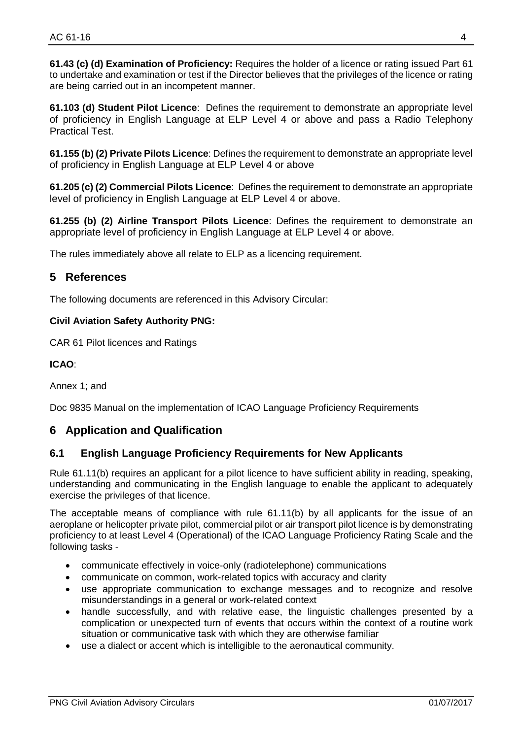**61.43 (c) (d) Examination of Proficiency:** Requires the holder of a licence or rating issued Part 61 to undertake and examination or test if the Director believes that the privileges of the licence or rating are being carried out in an incompetent manner.

**61.103 (d) Student Pilot Licence**: Defines the requirement to demonstrate an appropriate level of proficiency in English Language at ELP Level 4 or above and pass a Radio Telephony Practical Test.

**61.155 (b) (2) Private Pilots Licence**: Defines the requirement to demonstrate an appropriate level of proficiency in English Language at ELP Level 4 or above

**61.205 (c) (2) Commercial Pilots Licence**: Defines the requirement to demonstrate an appropriate level of proficiency in English Language at ELP Level 4 or above.

**61.255 (b) (2) Airline Transport Pilots Licence**: Defines the requirement to demonstrate an appropriate level of proficiency in English Language at ELP Level 4 or above.

The rules immediately above all relate to ELP as a licencing requirement.

## 5 References

The following documents are referenced in this Advisory Circular:

**Civil Aviation Safety Authority PNG:**

CAR 61 Pilot licences and Ratings

**ICAO**:

Annex 1; and

Doc 9835 Manual on the implementation of ICAO Language Proficiency Requirements

## 6 Application and Qualification

### 6.1 English Language Proficiency Requirements for New Applicants

Rule 61.11(b) requires an applicant for a pilot licence to have sufficient ability in reading, speaking, understanding and communicating in the English language to enable the applicant to adequately exercise the privileges of that licence.

The acceptable means of compliance with rule 61.11(b) by all applicants for the issue of an aeroplane or helicopter private pilot, commercial pilot or air transport pilot licence is by demonstrating proficiency to at least Level 4 (Operational) of the ICAO Language Proficiency Rating Scale and the following tasks -

- communicate effectively in voice-only (radiotelephone) communications
- communicate on common, work-related topics with accuracy and clarity
- use appropriate communication to exchange messages and to recognize and resolve misunderstandings in a general or work-related context
- handle successfully, and with relative ease, the linguistic challenges presented by a complication or unexpected turn of events that occurs within the context of a routine work situation or communicative task with which they are otherwise familiar
- use a dialect or accent which is intelligible to the aeronautical community.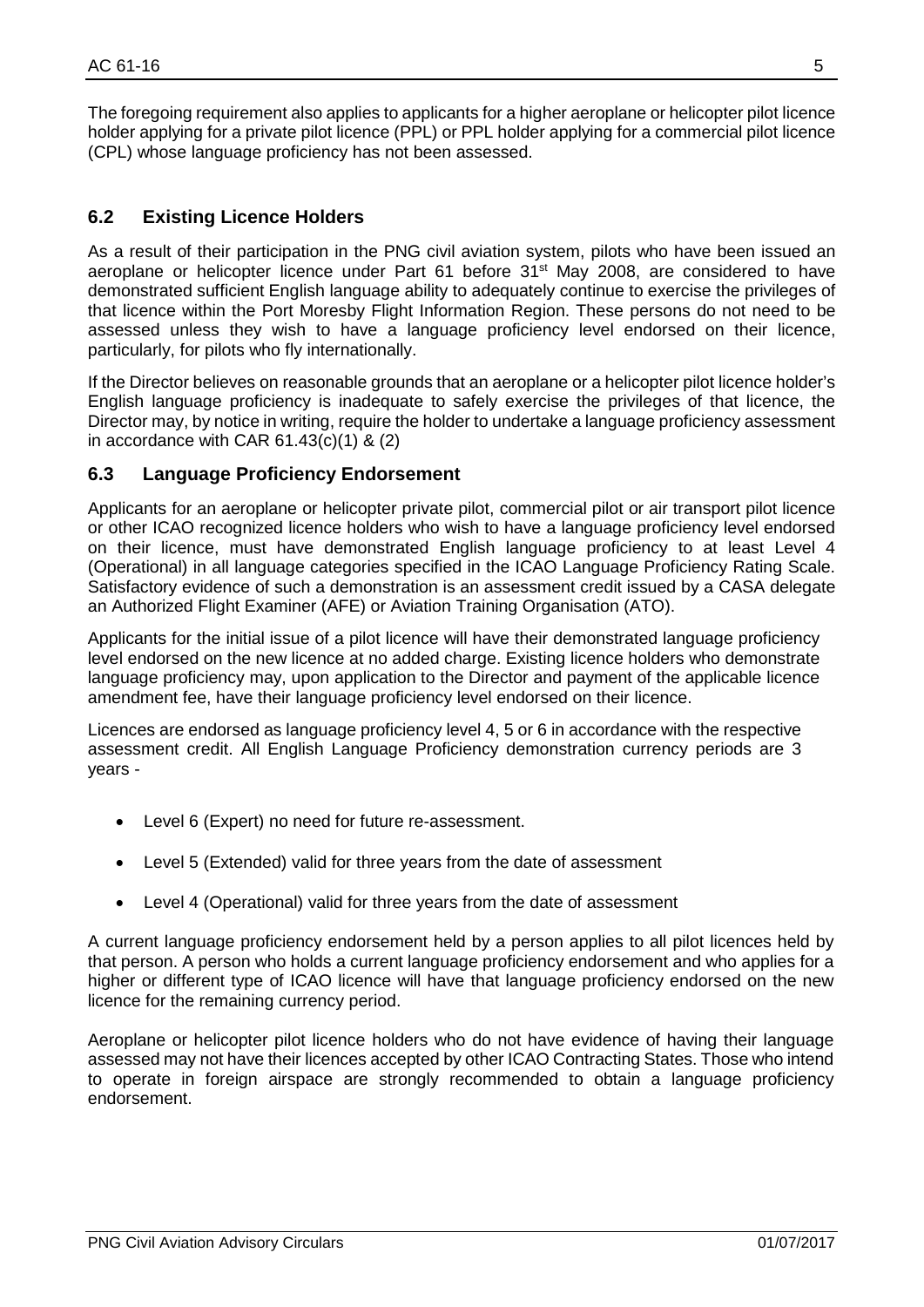The foregoing requirement also applies to applicants for a higher aeroplane or helicopter pilot licence holder applying for a private pilot licence (PPL) or PPL holder applying for a commercial pilot licence (CPL) whose language proficiency has not been assessed.

## 6.2 Existing Licence Holders

As a result of their participation in the PNG civil aviation system, pilots who have been issued an aeroplane or helicopter licence under Part 61 before 31st May 2008, are considered to have demonstrated sufficient English language ability to adequately continue to exercise the privileges of that licence within the Port Moresby Flight Information Region. These persons do not need to be assessed unless they wish to have a language proficiency level endorsed on their licence, particularly, for pilots who fly internationally.

If the Director believes on reasonable grounds that an aeroplane or a helicopter pilot licence holder's English language proficiency is inadequate to safely exercise the privileges of that licence, the Director may, by notice in writing, require the holder to undertake a language proficiency assessment in accordance with CAR 61.43(c)(1) & (2)

## 6.3 Language Proficiency Endorsement

Applicants for an aeroplane or helicopter private pilot, commercial pilot or air transport pilot licence or other ICAO recognized licence holders who wish to have a language proficiency level endorsed on their licence, must have demonstrated English language proficiency to at least Level 4 (Operational) in all language categories specified in the ICAO Language Proficiency Rating Scale. Satisfactory evidence of such a demonstration is an assessment credit issued by a CASA delegate an Authorized Flight Examiner (AFE) or Aviation Training Organisation (ATO).

Applicants for the initial issue of a pilot licence will have their demonstrated language proficiency level endorsed on the new licence at no added charge. Existing licence holders who demonstrate language proficiency may, upon application to the Director and payment of the applicable licence amendment fee, have their language proficiency level endorsed on their licence.

Licences are endorsed as language proficiency level 4, 5 or 6 in accordance with the respective assessment credit. All English Language Proficiency demonstration currency periods are 3 years -

- Level 6 (Expert) no need for future re-assessment.
- Level 5 (Extended) valid for three years from the date of assessment
- Level 4 (Operational) valid for three years from the date of assessment

A current language proficiency endorsement held by a person applies to all pilot licences held by that person. A person who holds a current language proficiency endorsement and who applies for a higher or different type of ICAO licence will have that language proficiency endorsed on the new licence for the remaining currency period.

Aeroplane or helicopter pilot licence holders who do not have evidence of having their language assessed may not have their licences accepted by other ICAO Contracting States. Those who intend to operate in foreign airspace are strongly recommended to obtain a language proficiency endorsement.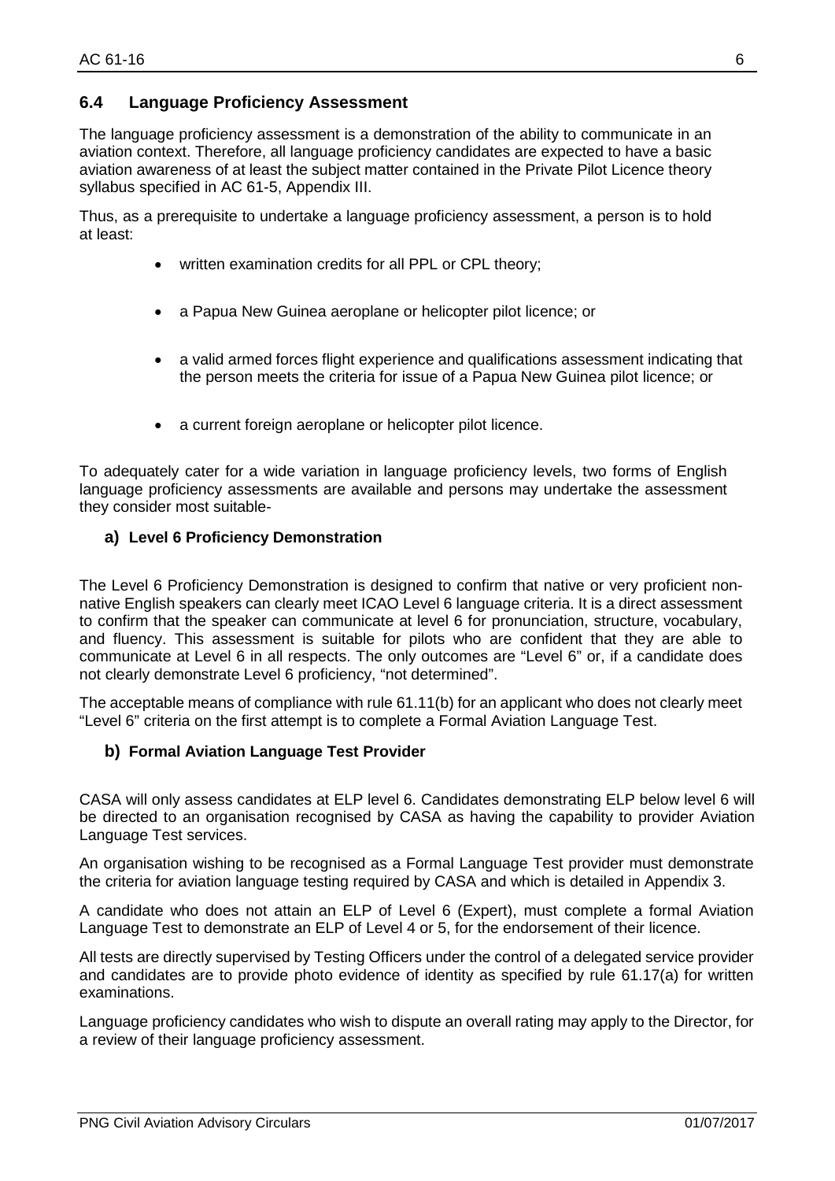## 6.4 Language Proficiency Assessment

The language proficiency assessment is a demonstration of the ability to communicate in an aviation context. Therefore, all language proficiency candidates are expected to have a basic aviation awareness of at least the subject matter contained in the Private Pilot Licence theory syllabus specified in AC 61-5, Appendix III.

Thus, as a prerequisite to undertake a language proficiency assessment, a person is to hold at least:

- written examination credits for all PPL or CPL theory;
- a Papua New Guinea aeroplane or helicopter pilot licence; or
- a valid armed forces flight experience and qualifications assessment indicating that the person meets the criteria for issue of a Papua New Guinea pilot licence; or
- a current foreign aeroplane or helicopter pilot licence.

To adequately cater for a wide variation in language proficiency levels, two forms of English language proficiency assessments are available and persons may undertake the assessment they consider most suitable-

### a) Level 6 Proficiency Demonstration

The Level 6 Proficiency Demonstration is designed to confirm that native or very proficient non-native English speakers can clearly meet ICAO Level 6 language criteria. It is a direct assessment to confirm that the speaker can communicate at level 6 for pronunciation, structure, vocabulary, and fluency. This assessment is suitable for pilots who are confident that they are able to communicate at Level 6 in all respects. The only outcomes are "Level 6" or, if a candidate does not clearly demonstrate Level 6 proficiency, "not determined".

The acceptable means of compliance with rule 61.11(b) for an applicant who does not clearly meet "Level 6" criteria on the first attempt is to complete a Formal Aviation Language Test.

### b) Formal Aviation Language Test Provider

CASA will only assess candidates at ELP level 6. Candidates demonstrating ELP below level 6 will be directed to an organisation recognised by CASA as having the capability to provider Aviation Language Test services.

An organisation wishing to be recognised as a Formal Language Test provider must demonstrate the criteria for aviation language testing required by CASA and which is detailed in Appendix 3.

A candidate who does not attain an ELP of Level 6 (Expert), must complete a formal Aviation Language Test to demonstrate an ELP of Level 4 or 5, for the endorsement of their licence.

All tests are directly supervised by Testing Officers under the control of a delegated service provider and candidates are to provide photo evidence of identity as specified by rule 61.17(a) for written examinations.

Language proficiency candidates who wish to dispute an overall rating may apply to the Director, for a review of their language proficiency assessment.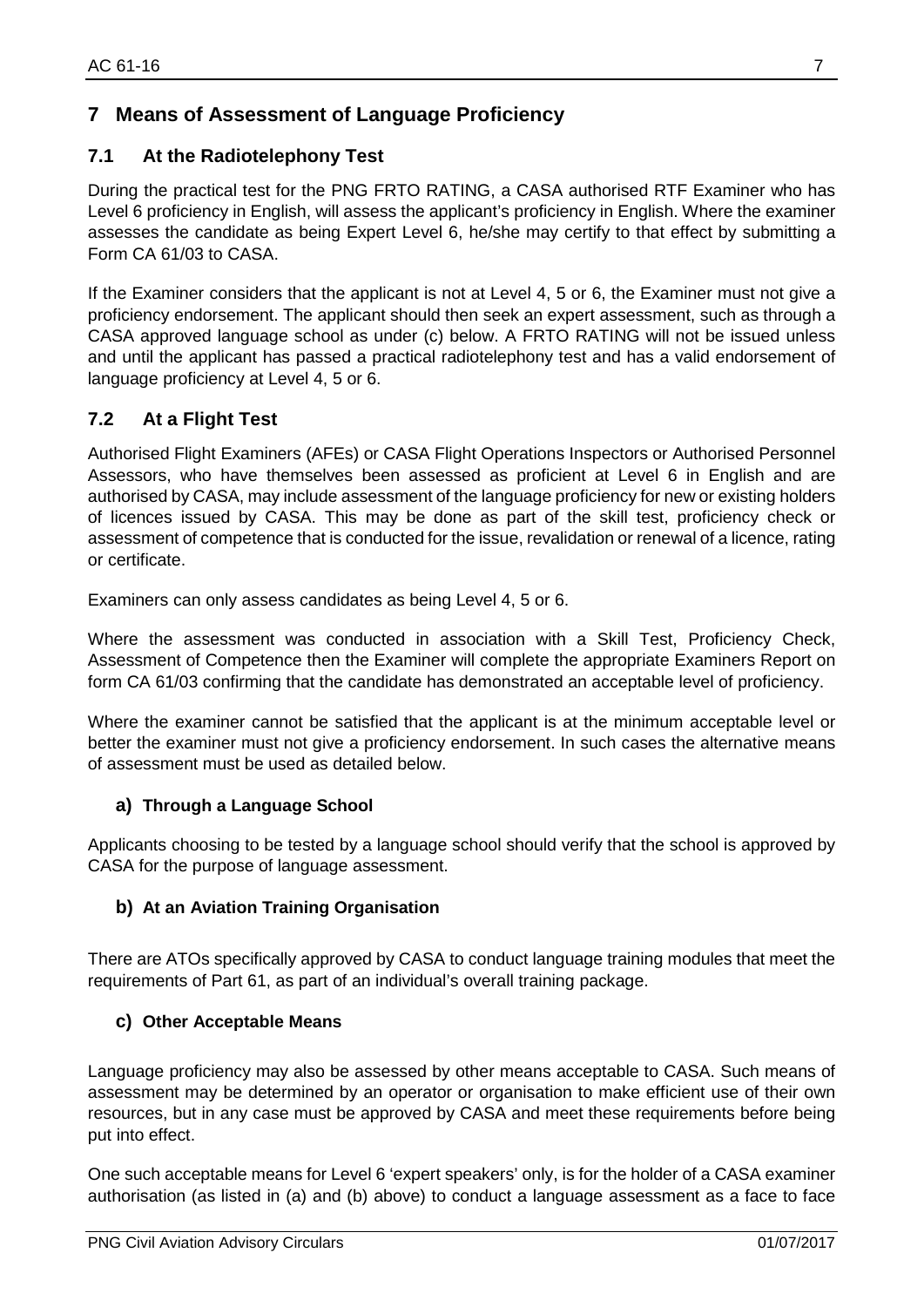## 7 Means of Assessment of Language Proficiency

### 7.1 At the Radiotelephony Test

During the practical test for the PNG FRTO RATING, a CASA authorised RTF Examiner who has Level 6 proficiency in English, will assess the applicant's proficiency in English. Where the examiner assesses the candidate as being Expert Level 6, he/she may certify to that effect by submitting a Form CA 61/03 to CASA.

If the Examiner considers that the applicant is not at Level 4, 5 or 6, the Examiner must not give a proficiency endorsement. The applicant should then seek an expert assessment, such as through a CASA approved language school as under (c) below. A FRTO RATING will not be issued unless and until the applicant has passed a practical radiotelephony test and has a valid endorsement of language proficiency at Level 4, 5 or 6.

### 7.2 At a Flight Test

Authorised Flight Examiners (AFEs) or CASA Flight Operations Inspectors or Authorised Personnel Assessors, who have themselves been assessed as proficient at Level 6 in English and are authorised by CASA, may include assessment of the language proficiency for new or existing holders of licences issued by CASA. This may be done as part of the skill test, proficiency check or assessment of competence that is conducted for the issue, revalidation or renewal of a licence, rating or certificate.

Examiners can only assess candidates as being Level 4, 5 or 6.

Where the assessment was conducted in association with a Skill Test, Proficiency Check, Assessment of Competence then the Examiner will complete the appropriate Examiners Report on form CA 61/03 confirming that the candidate has demonstrated an acceptable level of proficiency.

Where the examiner cannot be satisfied that the applicant is at the minimum acceptable level or better the examiner must not give a proficiency endorsement. In such cases the alternative means of assessment must be used as detailed below.

#### a) Through a Language School

Applicants choosing to be tested by a language school should verify that the school is approved by CASA for the purpose of language assessment.

#### b) At an Aviation Training Organisation

There are ATOs specifically approved by CASA to conduct language training modules that meet the requirements of Part 61, as part of an individual's overall training package.

#### c) Other Acceptable Means

Language proficiency may also be assessed by other means acceptable to CASA. Such means of assessment may be determined by an operator or organisation to make efficient use of their own resources, but in any case must be approved by CASA and meet these requirements before being put into effect.

One such acceptable means for Level 6 'expert speakers' only, is for the holder of a CASA examiner authorisation (as listed in (a) and (b) above) to conduct a language assessment as a face to face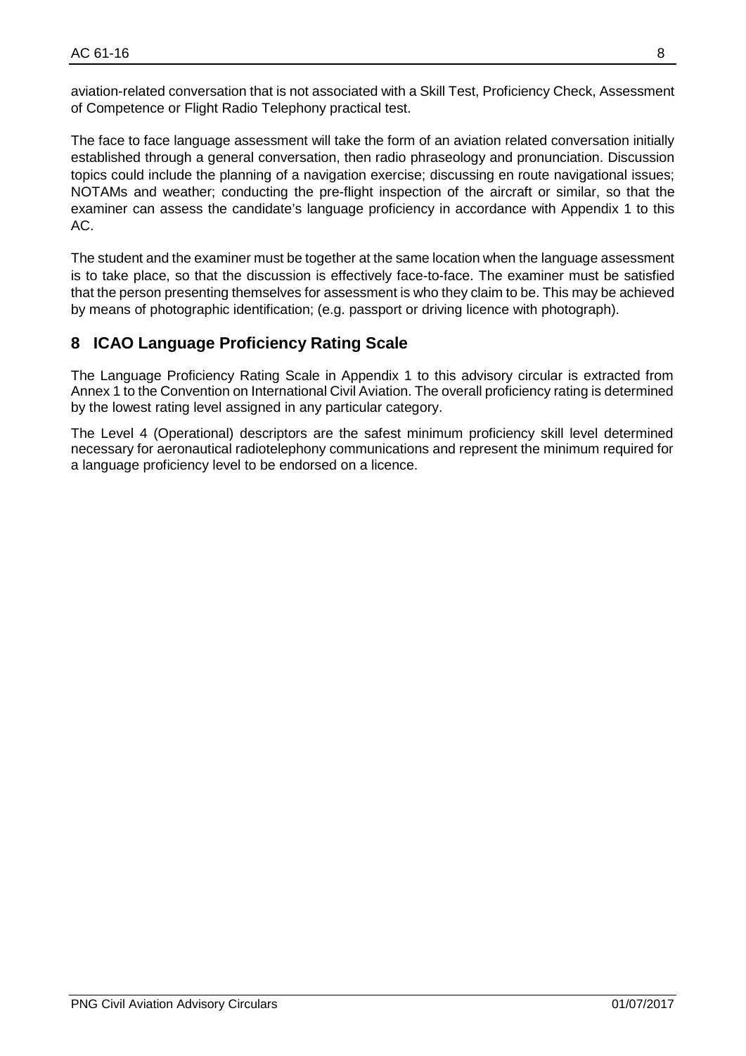aviation-related conversation that is not associated with a Skill Test, Proficiency Check, Assessment of Competence or Flight Radio Telephony practical test.

The face to face language assessment will take the form of an aviation related conversation initially established through a general conversation, then radio phraseology and pronunciation. Discussion topics could include the planning of a navigation exercise; discussing en route navigational issues; NOTAMs and weather; conducting the pre-flight inspection of the aircraft or similar, so that the examiner can assess the candidate's language proficiency in accordance with Appendix 1 to this AC.

The student and the examiner must be together at the same location when the language assessment is to take place, so that the discussion is effectively face-to-face. The examiner must be satisfied that the person presenting themselves for assessment is who they claim to be. This may be achieved by means of photographic identification; (e.g. passport or driving licence with photograph).

## 8 ICAO Language Proficiency Rating Scale

The Language Proficiency Rating Scale in Appendix 1 to this advisory circular is extracted from Annex 1 to the Convention on International Civil Aviation. The overall proficiency rating is determined by the lowest rating level assigned in any particular category.

The Level 4 (Operational) descriptors are the safest minimum proficiency skill level determined necessary for aeronautical radiotelephony communications and represent the minimum required for a language proficiency level to be endorsed on a licence.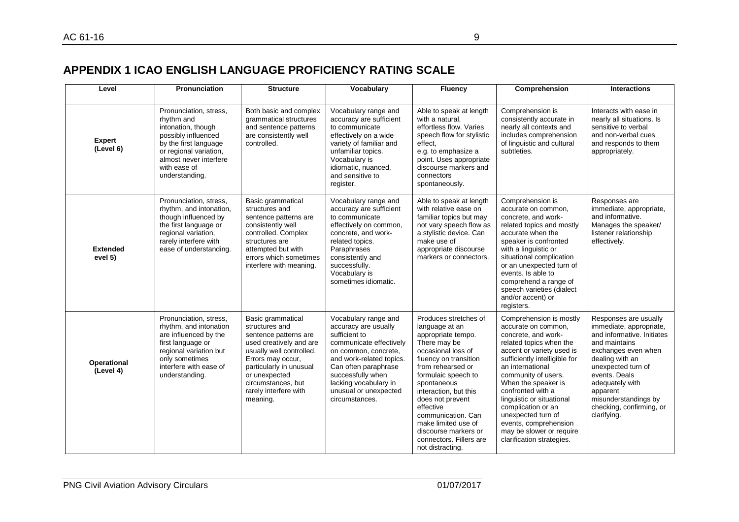## APPENDIX 1 ICAO ENGLISH LANGUAGE PROFICIENCY RATING SCALE

| Level | Pronunciation | Structure | Vocabulary | Fluency | Comprehension | Interactions |
|---|---|---|---|---|---|---|
| **Expert (Level 6)** | Pronunciation, stress, rhythm and intonation, though possibly influenced by the first language or regional variation, almost never interfere with ease of understanding. | Both basic and complex grammatical structures and sentence patterns are consistently well controlled. | Vocabulary range and accuracy are sufficient to communicate effectively on a wide variety of familiar and unfamiliar topics. Vocabulary is idiomatic, nuanced, and sensitive to register. | Able to speak at length with a natural, effortless flow. Varies speech flow for stylistic effect, e.g. to emphasize a point. Uses appropriate discourse markers and connectors spontaneously. | Comprehension is consistently accurate in nearly all contexts and includes comprehension of linguistic and cultural subtleties. | Interacts with ease in nearly all situations. Is sensitive to verbal and non-verbal cues and responds to them appropriately. |
| **Extended evel 5)** | Pronunciation, stress, rhythm, and intonation, though influenced by the first language or regional variation, rarely interfere with ease of understanding. | Basic grammatical structures and sentence patterns are consistently well controlled. Complex structures are attempted but with errors which sometimes interfere with meaning. | Vocabulary range and accuracy are sufficient to communicate effectively on common, concrete, and work-related topics. Paraphrases consistently and successfully. Vocabulary is sometimes idiomatic. | Able to speak at length with relative ease on familiar topics but may not vary speech flow as a stylistic device. Can make use of appropriate discourse markers or connectors. | Comprehension is accurate on common, concrete, and work-related topics and mostly accurate when the speaker is confronted with a linguistic or situational complication or an unexpected turn of events. Is able to comprehend a range of speech varieties (dialect and/or accent) or registers. | Responses are immediate, appropriate, and informative. Manages the speaker/ listener relationship effectively. |
| **Operational (Level 4)** | Pronunciation, stress, rhythm, and intonation are influenced by the first language or regional variation but only sometimes interfere with ease of understanding. | Basic grammatical structures and sentence patterns are used creatively and are usually well controlled. Errors may occur, particularly in unusual or unexpected circumstances, but rarely interfere with meaning. | Vocabulary range and accuracy are usually sufficient to communicate effectively on common, concrete, and work-related topics. Can often paraphrase successfully when lacking vocabulary in unusual or unexpected circumstances. | Produces stretches of language at an appropriate tempo. There may be occasional loss of fluency on transition from rehearsed or formulaic speech to spontaneous interaction, but this does not prevent effective communication. Can make limited use of discourse markers or connectors. Fillers are not distracting. | Comprehension is mostly accurate on common, concrete, and work-related topics when the accent or variety used is sufficiently intelligible for an international community of users. When the speaker is confronted with a linguistic or situational complication or an unexpected turn of events, comprehension may be slower or require clarification strategies. | Responses are usually immediate, appropriate, and informative. Initiates and maintains exchanges even when dealing with an unexpected turn of events. Deals adequately with apparent misunderstandings by checking, confirming, or clarifying. |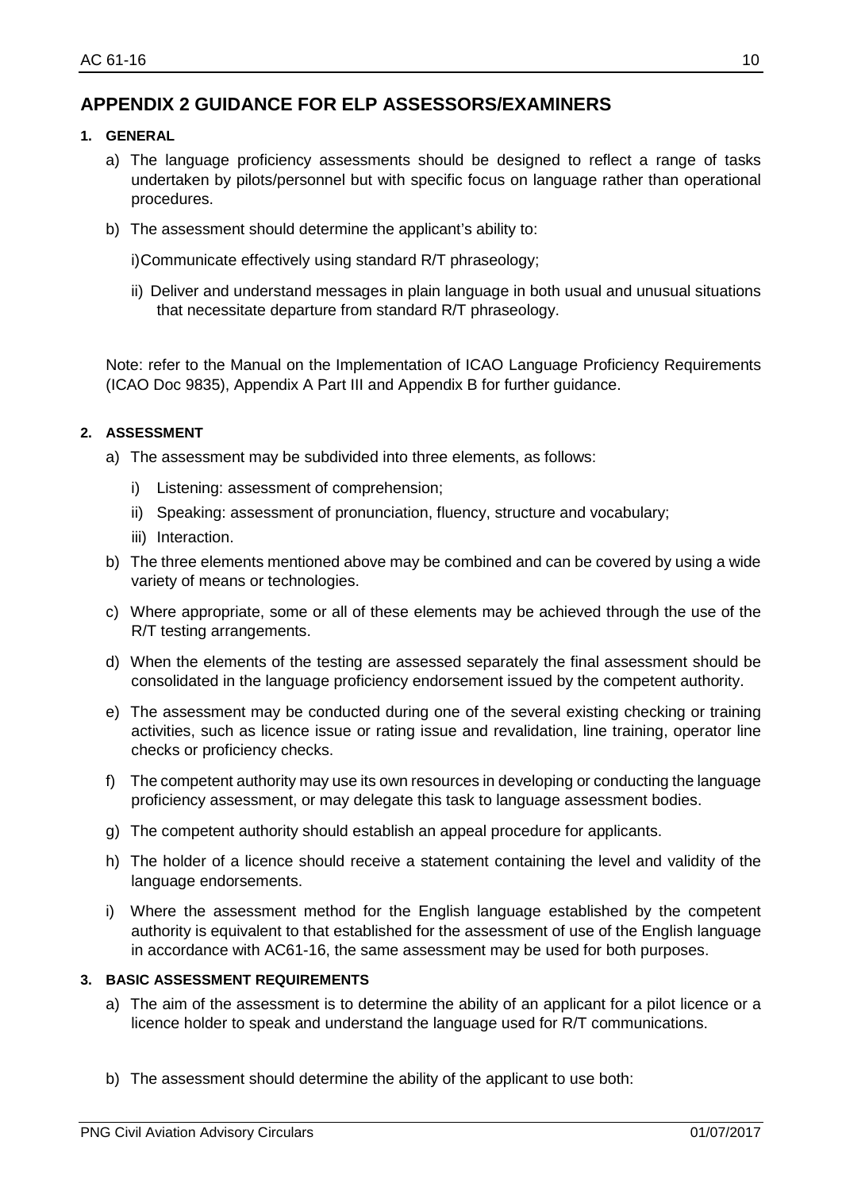## APPENDIX 2 GUIDANCE FOR ELP ASSESSORS/EXAMINERS

### 1. GENERAL

a) The language proficiency assessments should be designed to reflect a range of tasks undertaken by pilots/personnel but with specific focus on language rather than operational procedures.

b) The assessment should determine the applicant's ability to:

i) Communicate effectively using standard R/T phraseology;

ii) Deliver and understand messages in plain language in both usual and unusual situations that necessitate departure from standard R/T phraseology.

Note: refer to the Manual on the Implementation of ICAO Language Proficiency Requirements (ICAO Doc 9835), Appendix A Part III and Appendix B for further guidance.

### 2. ASSESSMENT

a) The assessment may be subdivided into three elements, as follows:

i) Listening: assessment of comprehension;

ii) Speaking: assessment of pronunciation, fluency, structure and vocabulary;

iii) Interaction.

b) The three elements mentioned above may be combined and can be covered by using a wide variety of means or technologies.

c) Where appropriate, some or all of these elements may be achieved through the use of the R/T testing arrangements.

d) When the elements of the testing are assessed separately the final assessment should be consolidated in the language proficiency endorsement issued by the competent authority.

e) The assessment may be conducted during one of the several existing checking or training activities, such as licence issue or rating issue and revalidation, line training, operator line checks or proficiency checks.

f) The competent authority may use its own resources in developing or conducting the language proficiency assessment, or may delegate this task to language assessment bodies.

g) The competent authority should establish an appeal procedure for applicants.

h) The holder of a licence should receive a statement containing the level and validity of the language endorsements.

i) Where the assessment method for the English language established by the competent authority is equivalent to that established for the assessment of use of the English language in accordance with AC61-16, the same assessment may be used for both purposes.

### 3. BASIC ASSESSMENT REQUIREMENTS

a) The aim of the assessment is to determine the ability of an applicant for a pilot licence or a licence holder to speak and understand the language used for R/T communications.

b) The assessment should determine the ability of the applicant to use both: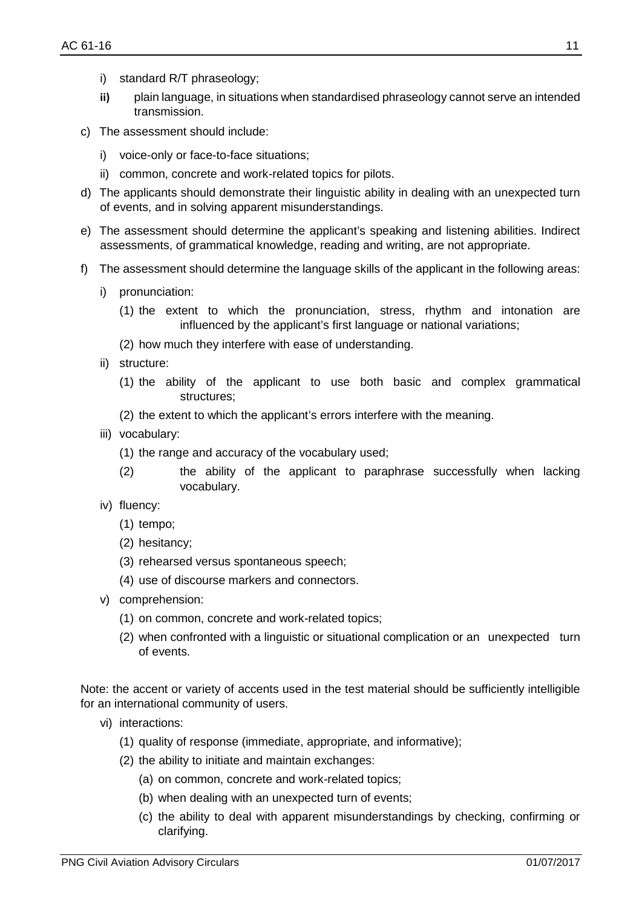- i) standard R/T phraseology;
- **ii)** plain language, in situations when standardised phraseology cannot serve an intended transmission.

c) The assessment should include:

- i) voice-only or face-to-face situations;
- ii) common, concrete and work-related topics for pilots.

d) The applicants should demonstrate their linguistic ability in dealing with an unexpected turn of events, and in solving apparent misunderstandings.

e) The assessment should determine the applicant's speaking and listening abilities. Indirect assessments, of grammatical knowledge, reading and writing, are not appropriate.

f) The assessment should determine the language skills of the applicant in the following areas:

- i) pronunciation:
  - (1) the extent to which the pronunciation, stress, rhythm and intonation are influenced by the applicant's first language or national variations;
  - (2) how much they interfere with ease of understanding.
- ii) structure:
  - (1) the ability of the applicant to use both basic and complex grammatical structures;
  - (2) the extent to which the applicant's errors interfere with the meaning.
- iii) vocabulary:
  - (1) the range and accuracy of the vocabulary used;
  - (2) the ability of the applicant to paraphrase successfully when lacking vocabulary.
- iv) fluency:
  - (1) tempo;
  - (2) hesitancy;
  - (3) rehearsed versus spontaneous speech;
  - (4) use of discourse markers and connectors.
- v) comprehension:
  - (1) on common, concrete and work-related topics;
  - (2) when confronted with a linguistic or situational complication or an unexpected turn of events.

Note: the accent or variety of accents used in the test material should be sufficiently intelligible for an international community of users.

- vi) interactions:
  - (1) quality of response (immediate, appropriate, and informative);
  - (2) the ability to initiate and maintain exchanges:
    - (a) on common, concrete and work-related topics;
    - (b) when dealing with an unexpected turn of events;
    - (c) the ability to deal with apparent misunderstandings by checking, confirming or clarifying.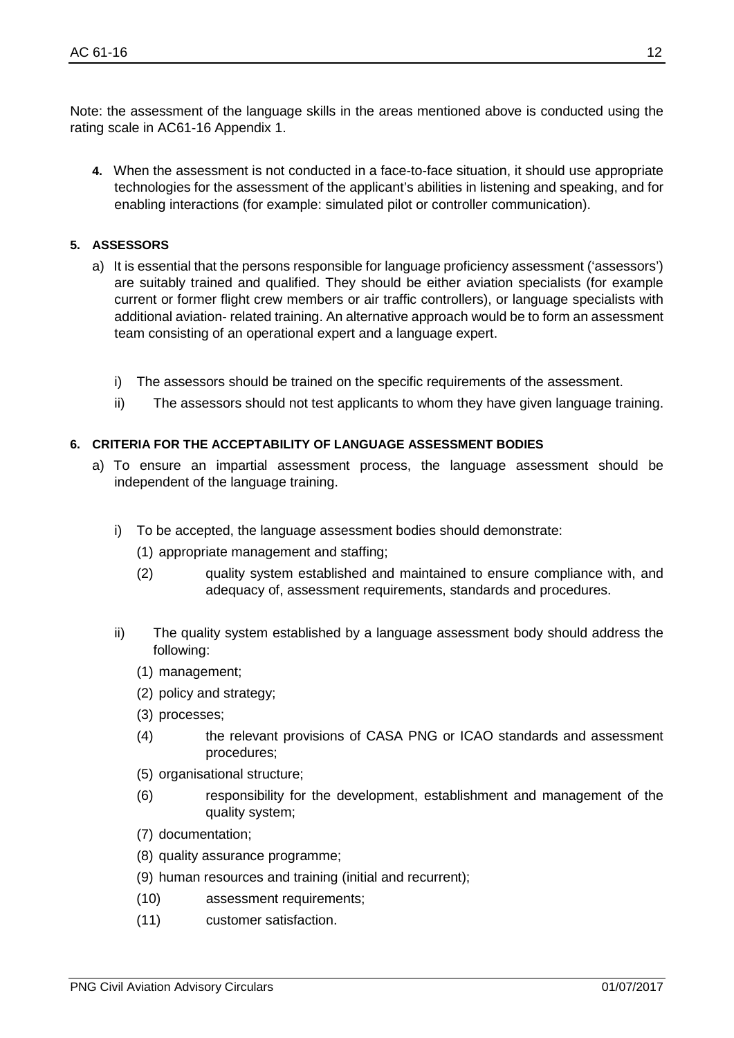Note: the assessment of the language skills in the areas mentioned above is conducted using the rating scale in AC61-16 Appendix 1.

**4.** When the assessment is not conducted in a face-to-face situation, it should use appropriate technologies for the assessment of the applicant's abilities in listening and speaking, and for enabling interactions (for example: simulated pilot or controller communication).

**5. ASSESSORS**

a) It is essential that the persons responsible for language proficiency assessment ('assessors') are suitably trained and qualified. They should be either aviation specialists (for example current or former flight crew members or air traffic controllers), or language specialists with additional aviation- related training. An alternative approach would be to form an assessment team consisting of an operational expert and a language expert.

   i) The assessors should be trained on the specific requirements of the assessment.

   ii) The assessors should not test applicants to whom they have given language training.

**6. CRITERIA FOR THE ACCEPTABILITY OF LANGUAGE ASSESSMENT BODIES**

a) To ensure an impartial assessment process, the language assessment should be independent of the language training.

   i) To be accepted, the language assessment bodies should demonstrate:

      (1) appropriate management and staffing;

      (2) quality system established and maintained to ensure compliance with, and adequacy of, assessment requirements, standards and procedures.

   ii) The quality system established by a language assessment body should address the following:

      (1) management;

      (2) policy and strategy;

      (3) processes;

      (4) the relevant provisions of CASA PNG or ICAO standards and assessment procedures;

      (5) organisational structure;

      (6) responsibility for the development, establishment and management of the quality system;

      (7) documentation;

      (8) quality assurance programme;

      (9) human resources and training (initial and recurrent);

      (10) assessment requirements;

      (11) customer satisfaction.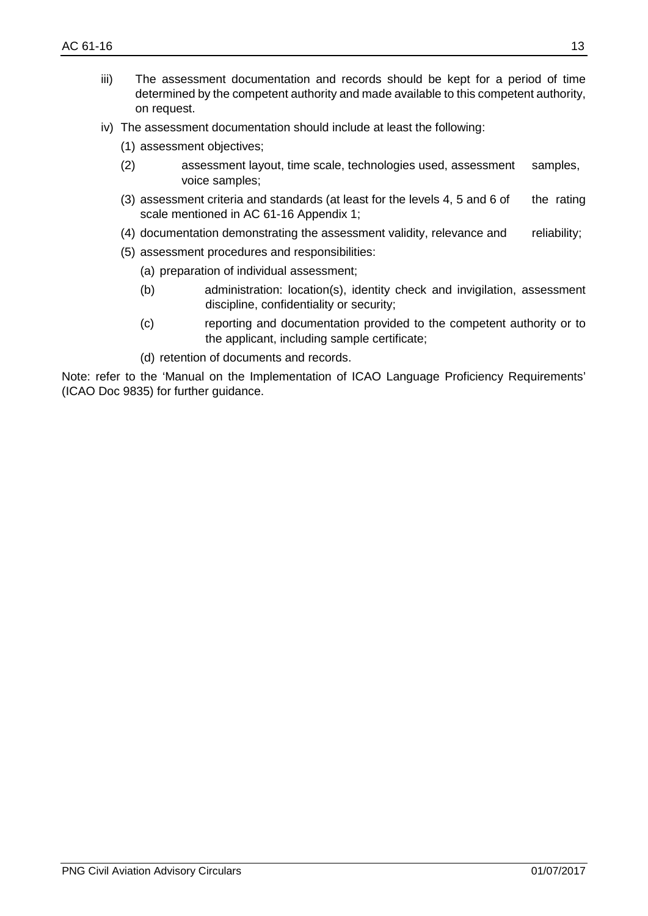- iii) The assessment documentation and records should be kept for a period of time determined by the competent authority and made available to this competent authority, on request.
- iv) The assessment documentation should include at least the following:
  - (1) assessment objectives;
  - (2) assessment layout, time scale, technologies used, assessment samples, voice samples;
  - (3) assessment criteria and standards (at least for the levels 4, 5 and 6 of the rating scale mentioned in AC 61-16 Appendix 1;
  - (4) documentation demonstrating the assessment validity, relevance and reliability;
  - (5) assessment procedures and responsibilities:
    - (a) preparation of individual assessment;
    - (b) administration: location(s), identity check and invigilation, assessment discipline, confidentiality or security;
    - (c) reporting and documentation provided to the competent authority or to the applicant, including sample certificate;
    - (d) retention of documents and records.

Note: refer to the 'Manual on the Implementation of ICAO Language Proficiency Requirements' (ICAO Doc 9835) for further guidance.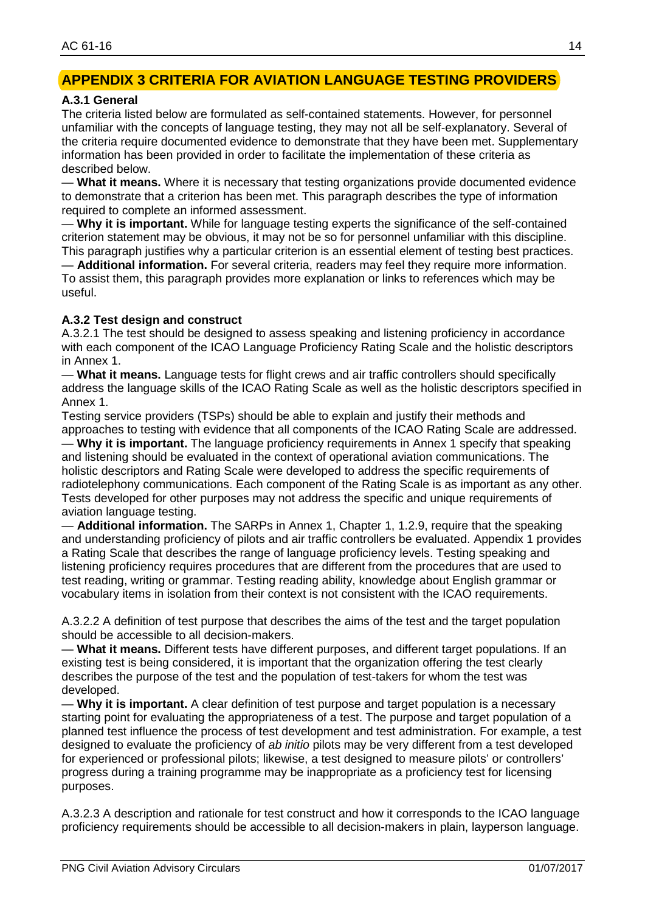# APPENDIX 3 CRITERIA FOR AVIATION LANGUAGE TESTING PROVIDERS

**A.3.1 General**

The criteria listed below are formulated as self-contained statements. However, for personnel unfamiliar with the concepts of language testing, they may not all be self-explanatory. Several of the criteria require documented evidence to demonstrate that they have been met. Supplementary information has been provided in order to facilitate the implementation of these criteria as described below.

— **What it means.** Where it is necessary that testing organizations provide documented evidence to demonstrate that a criterion has been met. This paragraph describes the type of information required to complete an informed assessment.

— **Why it is important.** While for language testing experts the significance of the self-contained criterion statement may be obvious, it may not be so for personnel unfamiliar with this discipline. This paragraph justifies why a particular criterion is an essential element of testing best practices.

— **Additional information.** For several criteria, readers may feel they require more information. To assist them, this paragraph provides more explanation or links to references which may be useful.

**A.3.2 Test design and construct**

A.3.2.1 The test should be designed to assess speaking and listening proficiency in accordance with each component of the ICAO Language Proficiency Rating Scale and the holistic descriptors in Annex 1.

— **What it means.** Language tests for flight crews and air traffic controllers should specifically address the language skills of the ICAO Rating Scale as well as the holistic descriptors specified in Annex 1.

Testing service providers (TSPs) should be able to explain and justify their methods and approaches to testing with evidence that all components of the ICAO Rating Scale are addressed.

— **Why it is important.** The language proficiency requirements in Annex 1 specify that speaking and listening should be evaluated in the context of operational aviation communications. The holistic descriptors and Rating Scale were developed to address the specific requirements of radiotelephony communications. Each component of the Rating Scale is as important as any other. Tests developed for other purposes may not address the specific and unique requirements of aviation language testing.

— **Additional information.** The SARPs in Annex 1, Chapter 1, 1.2.9, require that the speaking and understanding proficiency of pilots and air traffic controllers be evaluated. Appendix 1 provides a Rating Scale that describes the range of language proficiency levels. Testing speaking and listening proficiency requires procedures that are different from the procedures that are used to test reading, writing or grammar. Testing reading ability, knowledge about English grammar or vocabulary items in isolation from their context is not consistent with the ICAO requirements.

A.3.2.2 A definition of test purpose that describes the aims of the test and the target population should be accessible to all decision-makers.

— **What it means.** Different tests have different purposes, and different target populations. If an existing test is being considered, it is important that the organization offering the test clearly describes the purpose of the test and the population of test-takers for whom the test was developed.

— **Why it is important.** A clear definition of test purpose and target population is a necessary starting point for evaluating the appropriateness of a test. The purpose and target population of a planned test influence the process of test development and test administration. For example, a test designed to evaluate the proficiency of *ab initio* pilots may be very different from a test developed for experienced or professional pilots; likewise, a test designed to measure pilots' or controllers' progress during a training programme may be inappropriate as a proficiency test for licensing purposes.

A.3.2.3 A description and rationale for test construct and how it corresponds to the ICAO language proficiency requirements should be accessible to all decision-makers in plain, layperson language.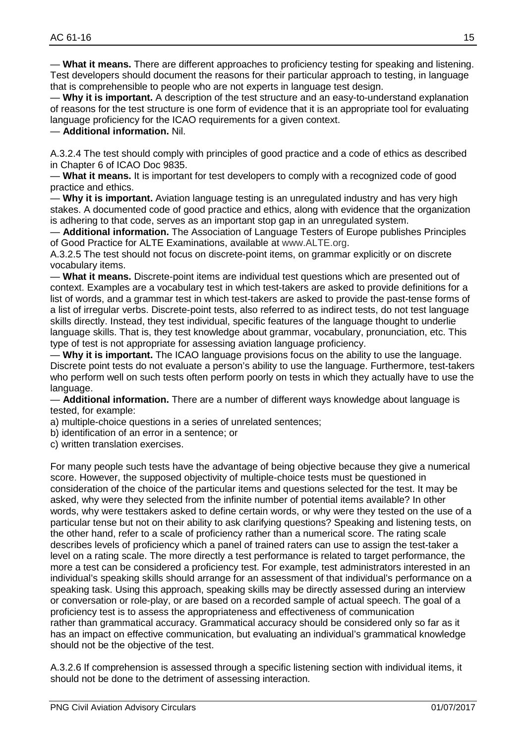— **What it means.** There are different approaches to proficiency testing for speaking and listening. Test developers should document the reasons for their particular approach to testing, in language that is comprehensible to people who are not experts in language test design.

— **Why it is important.** A description of the test structure and an easy-to-understand explanation of reasons for the test structure is one form of evidence that it is an appropriate tool for evaluating language proficiency for the ICAO requirements for a given context.

— **Additional information.** Nil.

A.3.2.4 The test should comply with principles of good practice and a code of ethics as described in Chapter 6 of ICAO Doc 9835.

— **What it means.** It is important for test developers to comply with a recognized code of good practice and ethics.

— **Why it is important.** Aviation language testing is an unregulated industry and has very high stakes. A documented code of good practice and ethics, along with evidence that the organization is adhering to that code, serves as an important stop gap in an unregulated system.

— **Additional information.** The Association of Language Testers of Europe publishes Principles of Good Practice for ALTE Examinations, available at www.ALTE.org.

A.3.2.5 The test should not focus on discrete-point items, on grammar explicitly or on discrete vocabulary items.

— **What it means.** Discrete-point items are individual test questions which are presented out of context. Examples are a vocabulary test in which test-takers are asked to provide definitions for a list of words, and a grammar test in which test-takers are asked to provide the past-tense forms of a list of irregular verbs. Discrete-point tests, also referred to as indirect tests, do not test language skills directly. Instead, they test individual, specific features of the language thought to underlie language skills. That is, they test knowledge about grammar, vocabulary, pronunciation, etc. This type of test is not appropriate for assessing aviation language proficiency.

— **Why it is important.** The ICAO language provisions focus on the ability to use the language. Discrete point tests do not evaluate a person's ability to use the language. Furthermore, test-takers who perform well on such tests often perform poorly on tests in which they actually have to use the language.

— **Additional information.** There are a number of different ways knowledge about language is tested, for example:

a) multiple-choice questions in a series of unrelated sentences;

b) identification of an error in a sentence; or

c) written translation exercises.

For many people such tests have the advantage of being objective because they give a numerical score. However, the supposed objectivity of multiple-choice tests must be questioned in consideration of the choice of the particular items and questions selected for the test. It may be asked, why were they selected from the infinite number of potential items available? In other words, why were testtakers asked to define certain words, or why were they tested on the use of a particular tense but not on their ability to ask clarifying questions? Speaking and listening tests, on the other hand, refer to a scale of proficiency rather than a numerical score. The rating scale describes levels of proficiency which a panel of trained raters can use to assign the test-taker a level on a rating scale. The more directly a test performance is related to target performance, the more a test can be considered a proficiency test. For example, test administrators interested in an individual's speaking skills should arrange for an assessment of that individual's performance on a speaking task. Using this approach, speaking skills may be directly assessed during an interview or conversation or role-play, or are based on a recorded sample of actual speech. The goal of a proficiency test is to assess the appropriateness and effectiveness of communication rather than grammatical accuracy. Grammatical accuracy should be considered only so far as it has an impact on effective communication, but evaluating an individual's grammatical knowledge should not be the objective of the test.

A.3.2.6 If comprehension is assessed through a specific listening section with individual items, it should not be done to the detriment of assessing interaction.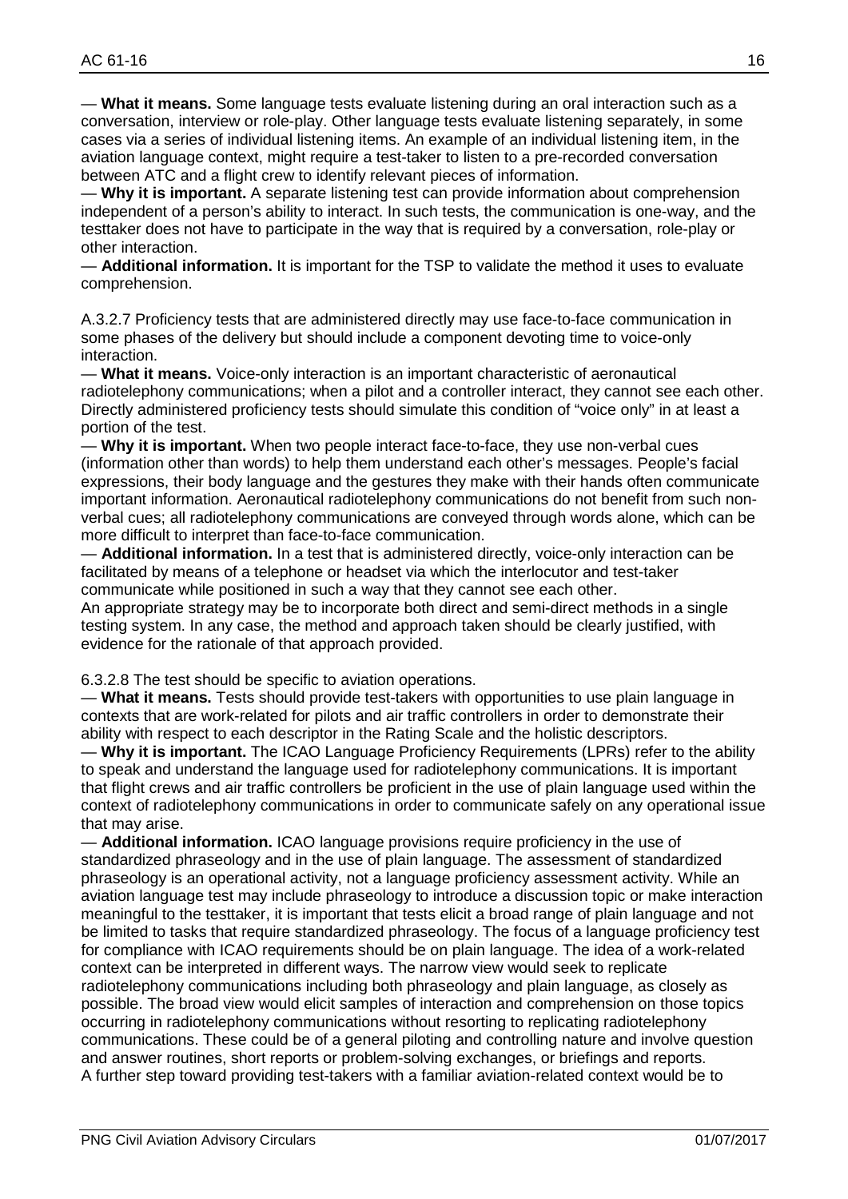— **What it means.** Some language tests evaluate listening during an oral interaction such as a conversation, interview or role-play. Other language tests evaluate listening separately, in some cases via a series of individual listening items. An example of an individual listening item, in the aviation language context, might require a test-taker to listen to a pre-recorded conversation between ATC and a flight crew to identify relevant pieces of information.

— **Why it is important.** A separate listening test can provide information about comprehension independent of a person's ability to interact. In such tests, the communication is one-way, and the testtaker does not have to participate in the way that is required by a conversation, role-play or other interaction.

— **Additional information.** It is important for the TSP to validate the method it uses to evaluate comprehension.

A.3.2.7 Proficiency tests that are administered directly may use face-to-face communication in some phases of the delivery but should include a component devoting time to voice-only interaction.

— **What it means.** Voice-only interaction is an important characteristic of aeronautical radiotelephony communications; when a pilot and a controller interact, they cannot see each other. Directly administered proficiency tests should simulate this condition of "voice only" in at least a portion of the test.

— **Why it is important.** When two people interact face-to-face, they use non-verbal cues (information other than words) to help them understand each other's messages. People's facial expressions, their body language and the gestures they make with their hands often communicate important information. Aeronautical radiotelephony communications do not benefit from such non-verbal cues; all radiotelephony communications are conveyed through words alone, which can be more difficult to interpret than face-to-face communication.

— **Additional information.** In a test that is administered directly, voice-only interaction can be facilitated by means of a telephone or headset via which the interlocutor and test-taker communicate while positioned in such a way that they cannot see each other.

An appropriate strategy may be to incorporate both direct and semi-direct methods in a single testing system. In any case, the method and approach taken should be clearly justified, with evidence for the rationale of that approach provided.

6.3.2.8 The test should be specific to aviation operations.

— **What it means.** Tests should provide test-takers with opportunities to use plain language in contexts that are work-related for pilots and air traffic controllers in order to demonstrate their ability with respect to each descriptor in the Rating Scale and the holistic descriptors.

— **Why it is important.** The ICAO Language Proficiency Requirements (LPRs) refer to the ability to speak and understand the language used for radiotelephony communications. It is important that flight crews and air traffic controllers be proficient in the use of plain language used within the context of radiotelephony communications in order to communicate safely on any operational issue that may arise.

— **Additional information.** ICAO language provisions require proficiency in the use of standardized phraseology and in the use of plain language. The assessment of standardized phraseology is an operational activity, not a language proficiency assessment activity. While an aviation language test may include phraseology to introduce a discussion topic or make interaction meaningful to the testtaker, it is important that tests elicit a broad range of plain language and not be limited to tasks that require standardized phraseology. The focus of a language proficiency test for compliance with ICAO requirements should be on plain language. The idea of a work-related context can be interpreted in different ways. The narrow view would seek to replicate radiotelephony communications including both phraseology and plain language, as closely as possible. The broad view would elicit samples of interaction and comprehension on those topics occurring in radiotelephony communications without resorting to replicating radiotelephony communications. These could be of a general piloting and controlling nature and involve question and answer routines, short reports or problem-solving exchanges, or briefings and reports.

A further step toward providing test-takers with a familiar aviation-related context would be to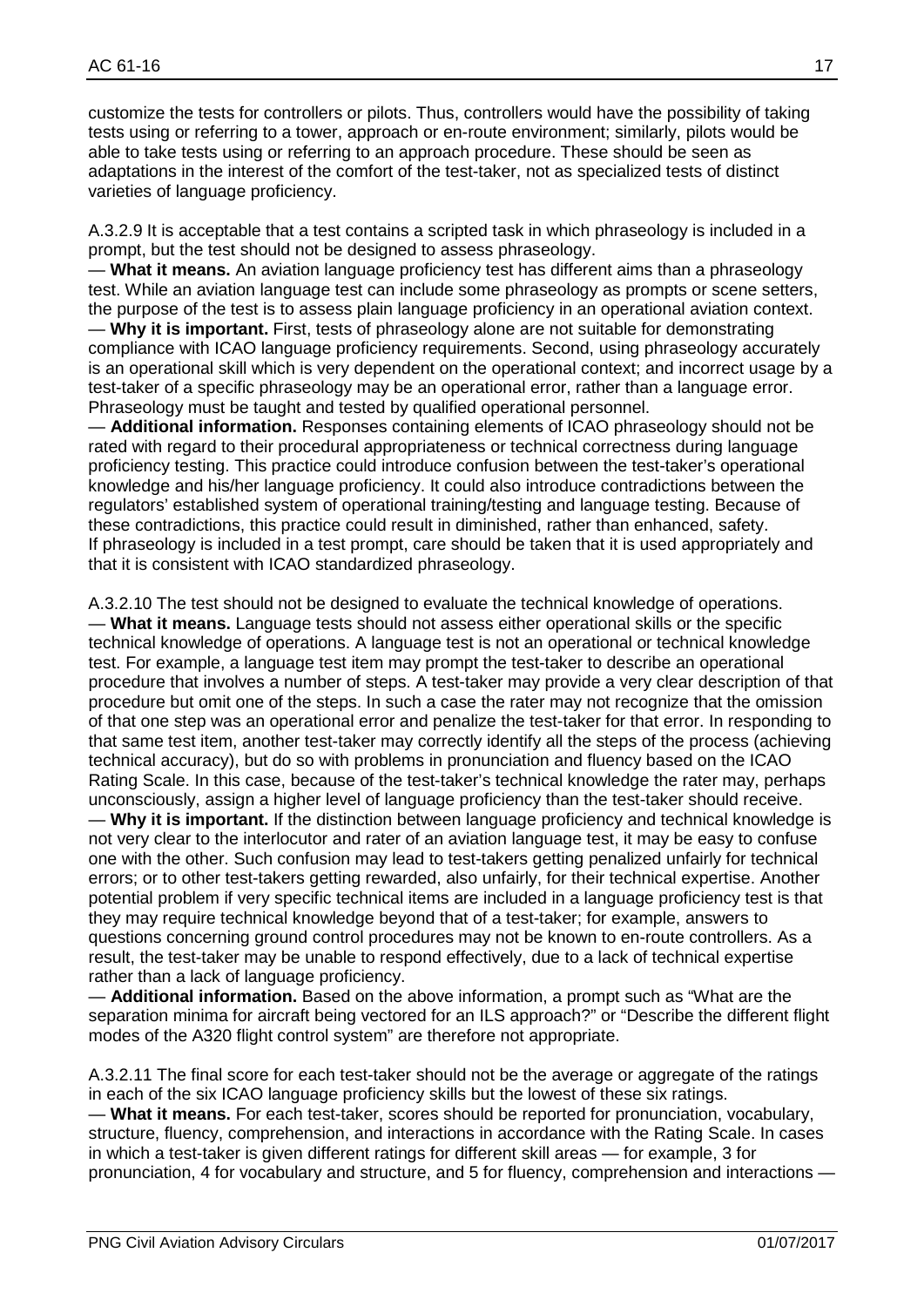customize the tests for controllers or pilots. Thus, controllers would have the possibility of taking tests using or referring to a tower, approach or en-route environment; similarly, pilots would be able to take tests using or referring to an approach procedure. These should be seen as adaptations in the interest of the comfort of the test-taker, not as specialized tests of distinct varieties of language proficiency.

A.3.2.9 It is acceptable that a test contains a scripted task in which phraseology is included in a prompt, but the test should not be designed to assess phraseology.

— **What it means.** An aviation language proficiency test has different aims than a phraseology test. While an aviation language test can include some phraseology as prompts or scene setters, the purpose of the test is to assess plain language proficiency in an operational aviation context.

— **Why it is important.** First, tests of phraseology alone are not suitable for demonstrating compliance with ICAO language proficiency requirements. Second, using phraseology accurately is an operational skill which is very dependent on the operational context; and incorrect usage by a test-taker of a specific phraseology may be an operational error, rather than a language error. Phraseology must be taught and tested by qualified operational personnel.

— **Additional information.** Responses containing elements of ICAO phraseology should not be rated with regard to their procedural appropriateness or technical correctness during language proficiency testing. This practice could introduce confusion between the test-taker's operational knowledge and his/her language proficiency. It could also introduce contradictions between the regulators' established system of operational training/testing and language testing. Because of these contradictions, this practice could result in diminished, rather than enhanced, safety. If phraseology is included in a test prompt, care should be taken that it is used appropriately and that it is consistent with ICAO standardized phraseology.

A.3.2.10 The test should not be designed to evaluate the technical knowledge of operations.

— **What it means.** Language tests should not assess either operational skills or the specific technical knowledge of operations. A language test is not an operational or technical knowledge test. For example, a language test item may prompt the test-taker to describe an operational procedure that involves a number of steps. A test-taker may provide a very clear description of that procedure but omit one of the steps. In such a case the rater may not recognize that the omission of that one step was an operational error and penalize the test-taker for that error. In responding to that same test item, another test-taker may correctly identify all the steps of the process (achieving technical accuracy), but do so with problems in pronunciation and fluency based on the ICAO Rating Scale. In this case, because of the test-taker's technical knowledge the rater may, perhaps unconsciously, assign a higher level of language proficiency than the test-taker should receive.

— **Why it is important.** If the distinction between language proficiency and technical knowledge is not very clear to the interlocutor and rater of an aviation language test, it may be easy to confuse one with the other. Such confusion may lead to test-takers getting penalized unfairly for technical errors; or to other test-takers getting rewarded, also unfairly, for their technical expertise. Another potential problem if very specific technical items are included in a language proficiency test is that they may require technical knowledge beyond that of a test-taker; for example, answers to questions concerning ground control procedures may not be known to en-route controllers. As a result, the test-taker may be unable to respond effectively, due to a lack of technical expertise rather than a lack of language proficiency.

— **Additional information.** Based on the above information, a prompt such as "What are the separation minima for aircraft being vectored for an ILS approach?" or "Describe the different flight modes of the A320 flight control system" are therefore not appropriate.

A.3.2.11 The final score for each test-taker should not be the average or aggregate of the ratings in each of the six ICAO language proficiency skills but the lowest of these six ratings.

— **What it means.** For each test-taker, scores should be reported for pronunciation, vocabulary, structure, fluency, comprehension, and interactions in accordance with the Rating Scale. In cases in which a test-taker is given different ratings for different skill areas — for example, 3 for pronunciation, 4 for vocabulary and structure, and 5 for fluency, comprehension and interactions —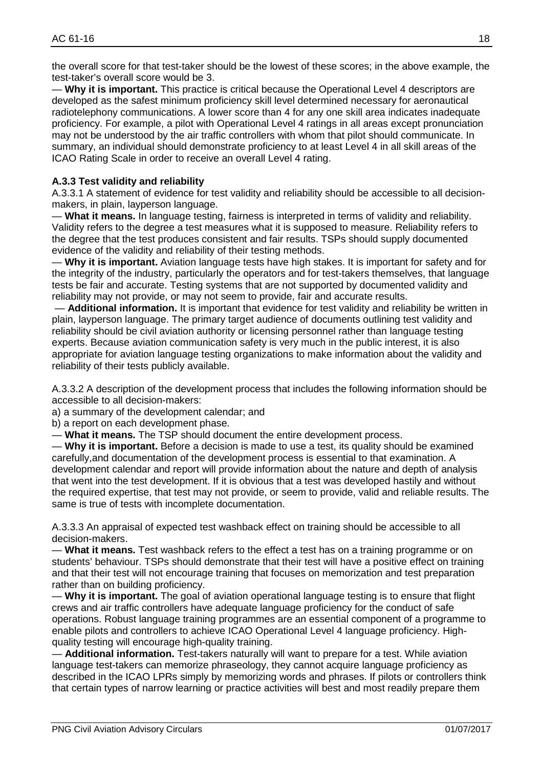the overall score for that test-taker should be the lowest of these scores; in the above example, the test-taker's overall score would be 3.

— **Why it is important.** This practice is critical because the Operational Level 4 descriptors are developed as the safest minimum proficiency skill level determined necessary for aeronautical radiotelephony communications. A lower score than 4 for any one skill area indicates inadequate proficiency. For example, a pilot with Operational Level 4 ratings in all areas except pronunciation may not be understood by the air traffic controllers with whom that pilot should communicate. In summary, an individual should demonstrate proficiency to at least Level 4 in all skill areas of the ICAO Rating Scale in order to receive an overall Level 4 rating.

### A.3.3 Test validity and reliability

A.3.3.1 A statement of evidence for test validity and reliability should be accessible to all decision-makers, in plain, layperson language.

— **What it means.** In language testing, fairness is interpreted in terms of validity and reliability. Validity refers to the degree a test measures what it is supposed to measure. Reliability refers to the degree that the test produces consistent and fair results. TSPs should supply documented evidence of the validity and reliability of their testing methods.

— **Why it is important.** Aviation language tests have high stakes. It is important for safety and for the integrity of the industry, particularly the operators and for test-takers themselves, that language tests be fair and accurate. Testing systems that are not supported by documented validity and reliability may not provide, or may not seem to provide, fair and accurate results.

— **Additional information.** It is important that evidence for test validity and reliability be written in plain, layperson language. The primary target audience of documents outlining test validity and reliability should be civil aviation authority or licensing personnel rather than language testing experts. Because aviation communication safety is very much in the public interest, it is also appropriate for aviation language testing organizations to make information about the validity and reliability of their tests publicly available.

A.3.3.2 A description of the development process that includes the following information should be accessible to all decision-makers:

a) a summary of the development calendar; and

b) a report on each development phase.

— **What it means.** The TSP should document the entire development process.

— **Why it is important.** Before a decision is made to use a test, its quality should be examined carefully,and documentation of the development process is essential to that examination. A development calendar and report will provide information about the nature and depth of analysis that went into the test development. If it is obvious that a test was developed hastily and without the required expertise, that test may not provide, or seem to provide, valid and reliable results. The same is true of tests with incomplete documentation.

A.3.3.3 An appraisal of expected test washback effect on training should be accessible to all decision-makers.

— **What it means.** Test washback refers to the effect a test has on a training programme or on students' behaviour. TSPs should demonstrate that their test will have a positive effect on training and that their test will not encourage training that focuses on memorization and test preparation rather than on building proficiency.

— **Why it is important.** The goal of aviation operational language testing is to ensure that flight crews and air traffic controllers have adequate language proficiency for the conduct of safe operations. Robust language training programmes are an essential component of a programme to enable pilots and controllers to achieve ICAO Operational Level 4 language proficiency. High-quality testing will encourage high-quality training.

— **Additional information.** Test-takers naturally will want to prepare for a test. While aviation language test-takers can memorize phraseology, they cannot acquire language proficiency as described in the ICAO LPRs simply by memorizing words and phrases. If pilots or controllers think that certain types of narrow learning or practice activities will best and most readily prepare them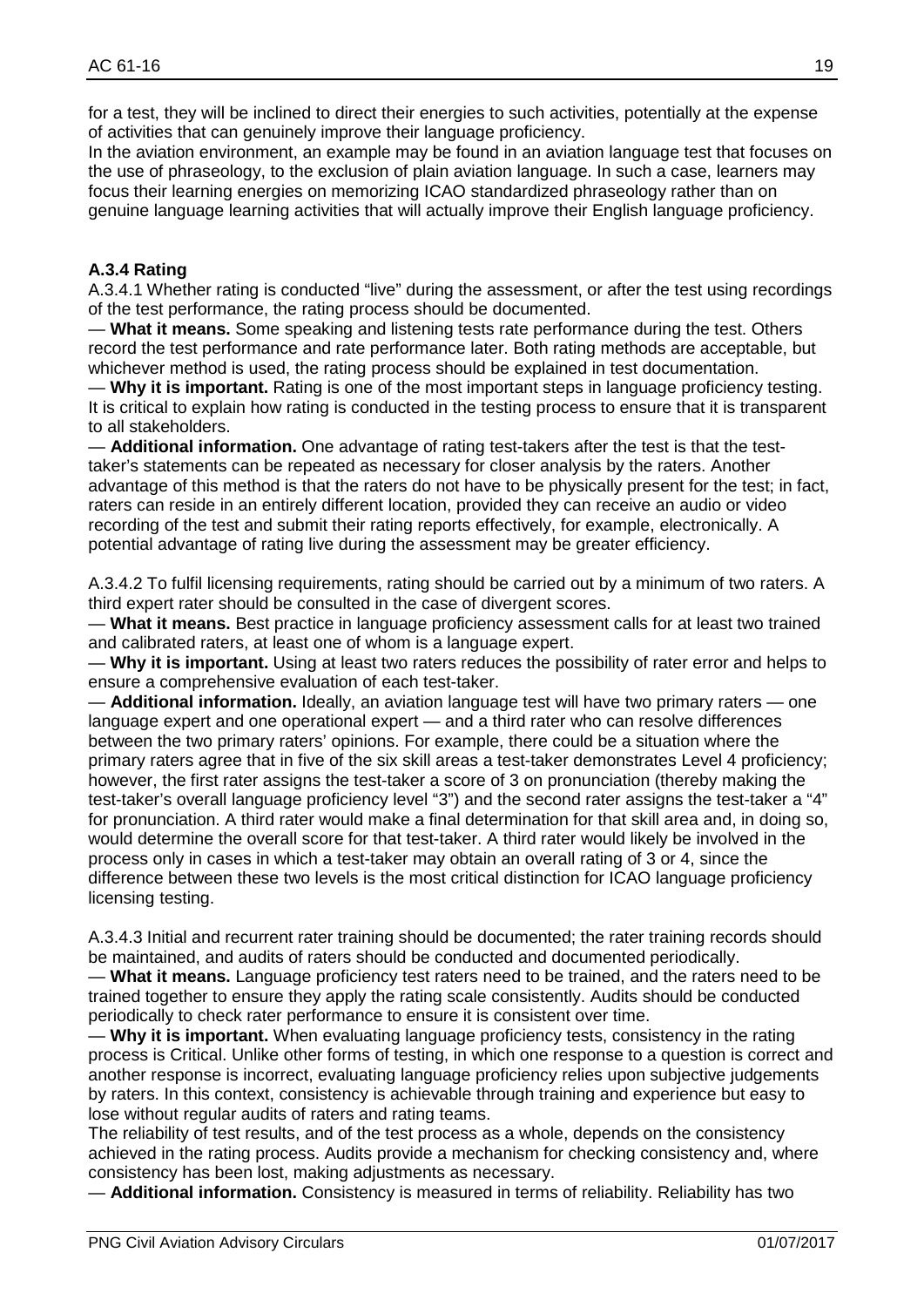for a test, they will be inclined to direct their energies to such activities, potentially at the expense of activities that can genuinely improve their language proficiency.

In the aviation environment, an example may be found in an aviation language test that focuses on the use of phraseology, to the exclusion of plain aviation language. In such a case, learners may focus their learning energies on memorizing ICAO standardized phraseology rather than on genuine language learning activities that will actually improve their English language proficiency.

### A.3.4 Rating

A.3.4.1 Whether rating is conducted "live" during the assessment, or after the test using recordings of the test performance, the rating process should be documented.

— **What it means.** Some speaking and listening tests rate performance during the test. Others record the test performance and rate performance later. Both rating methods are acceptable, but whichever method is used, the rating process should be explained in test documentation.

— **Why it is important.** Rating is one of the most important steps in language proficiency testing. It is critical to explain how rating is conducted in the testing process to ensure that it is transparent to all stakeholders.

— **Additional information.** One advantage of rating test-takers after the test is that the test-taker's statements can be repeated as necessary for closer analysis by the raters. Another advantage of this method is that the raters do not have to be physically present for the test; in fact, raters can reside in an entirely different location, provided they can receive an audio or video recording of the test and submit their rating reports effectively, for example, electronically. A potential advantage of rating live during the assessment may be greater efficiency.

A.3.4.2 To fulfil licensing requirements, rating should be carried out by a minimum of two raters. A third expert rater should be consulted in the case of divergent scores.

— **What it means.** Best practice in language proficiency assessment calls for at least two trained and calibrated raters, at least one of whom is a language expert.

— **Why it is important.** Using at least two raters reduces the possibility of rater error and helps to ensure a comprehensive evaluation of each test-taker.

— **Additional information.** Ideally, an aviation language test will have two primary raters — one language expert and one operational expert — and a third rater who can resolve differences between the two primary raters' opinions. For example, there could be a situation where the primary raters agree that in five of the six skill areas a test-taker demonstrates Level 4 proficiency; however, the first rater assigns the test-taker a score of 3 on pronunciation (thereby making the test-taker's overall language proficiency level "3") and the second rater assigns the test-taker a "4" for pronunciation. A third rater would make a final determination for that skill area and, in doing so, would determine the overall score for that test-taker. A third rater would likely be involved in the process only in cases in which a test-taker may obtain an overall rating of 3 or 4, since the difference between these two levels is the most critical distinction for ICAO language proficiency licensing testing.

A.3.4.3 Initial and recurrent rater training should be documented; the rater training records should be maintained, and audits of raters should be conducted and documented periodically.

— **What it means.** Language proficiency test raters need to be trained, and the raters need to be trained together to ensure they apply the rating scale consistently. Audits should be conducted periodically to check rater performance to ensure it is consistent over time.

— **Why it is important.** When evaluating language proficiency tests, consistency in the rating process is Critical. Unlike other forms of testing, in which one response to a question is correct and another response is incorrect, evaluating language proficiency relies upon subjective judgements by raters. In this context, consistency is achievable through training and experience but easy to lose without regular audits of raters and rating teams.

The reliability of test results, and of the test process as a whole, depends on the consistency achieved in the rating process. Audits provide a mechanism for checking consistency and, where consistency has been lost, making adjustments as necessary.

— **Additional information.** Consistency is measured in terms of reliability. Reliability has two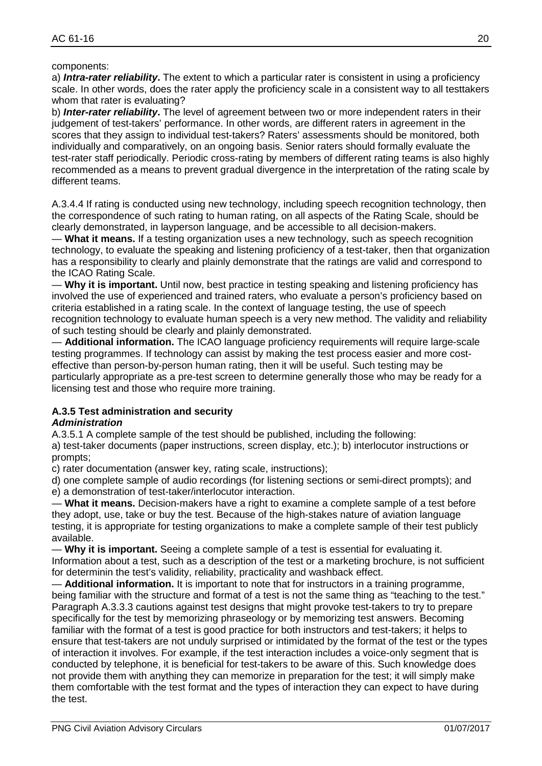components:

a) ***Intra-rater reliability*.** The extent to which a particular rater is consistent in using a proficiency scale. In other words, does the rater apply the proficiency scale in a consistent way to all testtakers whom that rater is evaluating?

b) ***Inter-rater reliability*.** The level of agreement between two or more independent raters in their judgement of test-takers' performance. In other words, are different raters in agreement in the scores that they assign to individual test-takers? Raters' assessments should be monitored, both individually and comparatively, on an ongoing basis. Senior raters should formally evaluate the test-rater staff periodically. Periodic cross-rating by members of different rating teams is also highly recommended as a means to prevent gradual divergence in the interpretation of the rating scale by different teams.

A.3.4.4 If rating is conducted using new technology, including speech recognition technology, then the correspondence of such rating to human rating, on all aspects of the Rating Scale, should be clearly demonstrated, in layperson language, and be accessible to all decision-makers.

— **What it means.** If a testing organization uses a new technology, such as speech recognition technology, to evaluate the speaking and listening proficiency of a test-taker, then that organization has a responsibility to clearly and plainly demonstrate that the ratings are valid and correspond to the ICAO Rating Scale.

— **Why it is important.** Until now, best practice in testing speaking and listening proficiency has involved the use of experienced and trained raters, who evaluate a person's proficiency based on criteria established in a rating scale. In the context of language testing, the use of speech recognition technology to evaluate human speech is a very new method. The validity and reliability of such testing should be clearly and plainly demonstrated.

— **Additional information.** The ICAO language proficiency requirements will require large-scale testing programmes. If technology can assist by making the test process easier and more cost-effective than person-by-person human rating, then it will be useful. Such testing may be particularly appropriate as a pre-test screen to determine generally those who may be ready for a licensing test and those who require more training.

**A.3.5 Test administration and security**

***Administration***

A.3.5.1 A complete sample of the test should be published, including the following:

a) test-taker documents (paper instructions, screen display, etc.); b) interlocutor instructions or prompts;

c) rater documentation (answer key, rating scale, instructions);

d) one complete sample of audio recordings (for listening sections or semi-direct prompts); and

e) a demonstration of test-taker/interlocutor interaction.

— **What it means.** Decision-makers have a right to examine a complete sample of a test before they adopt, use, take or buy the test. Because of the high-stakes nature of aviation language testing, it is appropriate for testing organizations to make a complete sample of their test publicly available.

— **Why it is important.** Seeing a complete sample of a test is essential for evaluating it. Information about a test, such as a description of the test or a marketing brochure, is not sufficient for determinin the test's validity, reliability, practicality and washback effect.

— **Additional information.** It is important to note that for instructors in a training programme, being familiar with the structure and format of a test is not the same thing as "teaching to the test." Paragraph A.3.3.3 cautions against test designs that might provoke test-takers to try to prepare specifically for the test by memorizing phraseology or by memorizing test answers. Becoming familiar with the format of a test is good practice for both instructors and test-takers; it helps to ensure that test-takers are not unduly surprised or intimidated by the format of the test or the types of interaction it involves. For example, if the test interaction includes a voice-only segment that is conducted by telephone, it is beneficial for test-takers to be aware of this. Such knowledge does not provide them with anything they can memorize in preparation for the test; it will simply make them comfortable with the test format and the types of interaction they can expect to have during the test.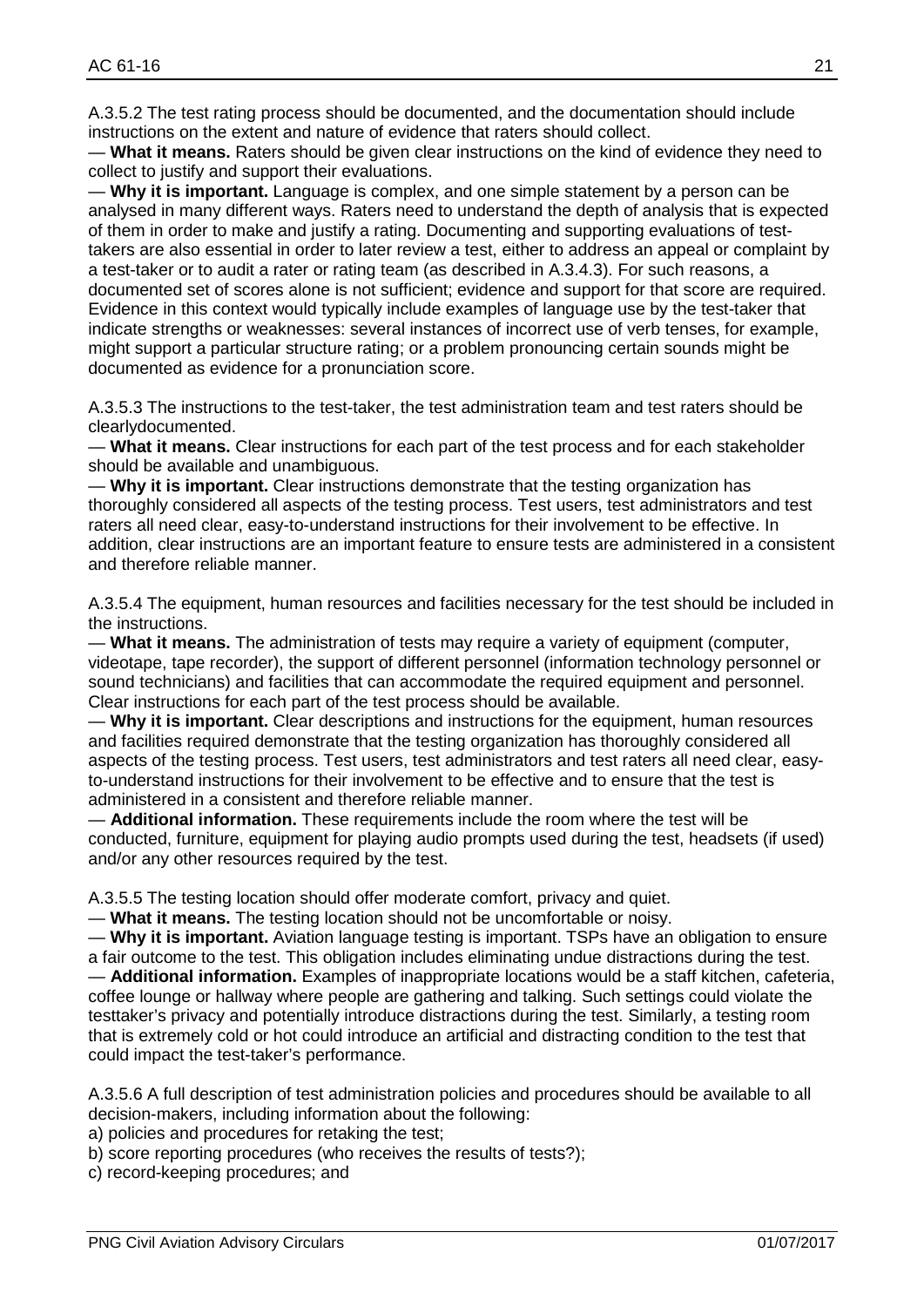A.3.5.2 The test rating process should be documented, and the documentation should include instructions on the extent and nature of evidence that raters should collect.

— **What it means.** Raters should be given clear instructions on the kind of evidence they need to collect to justify and support their evaluations.

— **Why it is important.** Language is complex, and one simple statement by a person can be analysed in many different ways. Raters need to understand the depth of analysis that is expected of them in order to make and justify a rating. Documenting and supporting evaluations of test-takers are also essential in order to later review a test, either to address an appeal or complaint by a test-taker or to audit a rater or rating team (as described in A.3.4.3). For such reasons, a documented set of scores alone is not sufficient; evidence and support for that score are required. Evidence in this context would typically include examples of language use by the test-taker that indicate strengths or weaknesses: several instances of incorrect use of verb tenses, for example, might support a particular structure rating; or a problem pronouncing certain sounds might be documented as evidence for a pronunciation score.

A.3.5.3 The instructions to the test-taker, the test administration team and test raters should be clearlydocumented.

— **What it means.** Clear instructions for each part of the test process and for each stakeholder should be available and unambiguous.

— **Why it is important.** Clear instructions demonstrate that the testing organization has thoroughly considered all aspects of the testing process. Test users, test administrators and test raters all need clear, easy-to-understand instructions for their involvement to be effective. In addition, clear instructions are an important feature to ensure tests are administered in a consistent and therefore reliable manner.

A.3.5.4 The equipment, human resources and facilities necessary for the test should be included in the instructions.

— **What it means.** The administration of tests may require a variety of equipment (computer, videotape, tape recorder), the support of different personnel (information technology personnel or sound technicians) and facilities that can accommodate the required equipment and personnel. Clear instructions for each part of the test process should be available.

— **Why it is important.** Clear descriptions and instructions for the equipment, human resources and facilities required demonstrate that the testing organization has thoroughly considered all aspects of the testing process. Test users, test administrators and test raters all need clear, easy-to-understand instructions for their involvement to be effective and to ensure that the test is administered in a consistent and therefore reliable manner.

— **Additional information.** These requirements include the room where the test will be conducted, furniture, equipment for playing audio prompts used during the test, headsets (if used) and/or any other resources required by the test.

A.3.5.5 The testing location should offer moderate comfort, privacy and quiet.

— **What it means.** The testing location should not be uncomfortable or noisy.

— **Why it is important.** Aviation language testing is important. TSPs have an obligation to ensure a fair outcome to the test. This obligation includes eliminating undue distractions during the test.

— **Additional information.** Examples of inappropriate locations would be a staff kitchen, cafeteria, coffee lounge or hallway where people are gathering and talking. Such settings could violate the testtaker's privacy and potentially introduce distractions during the test. Similarly, a testing room that is extremely cold or hot could introduce an artificial and distracting condition to the test that could impact the test-taker's performance.

A.3.5.6 A full description of test administration policies and procedures should be available to all decision-makers, including information about the following:

a) policies and procedures for retaking the test;
b) score reporting procedures (who receives the results of tests?);
c) record-keeping procedures; and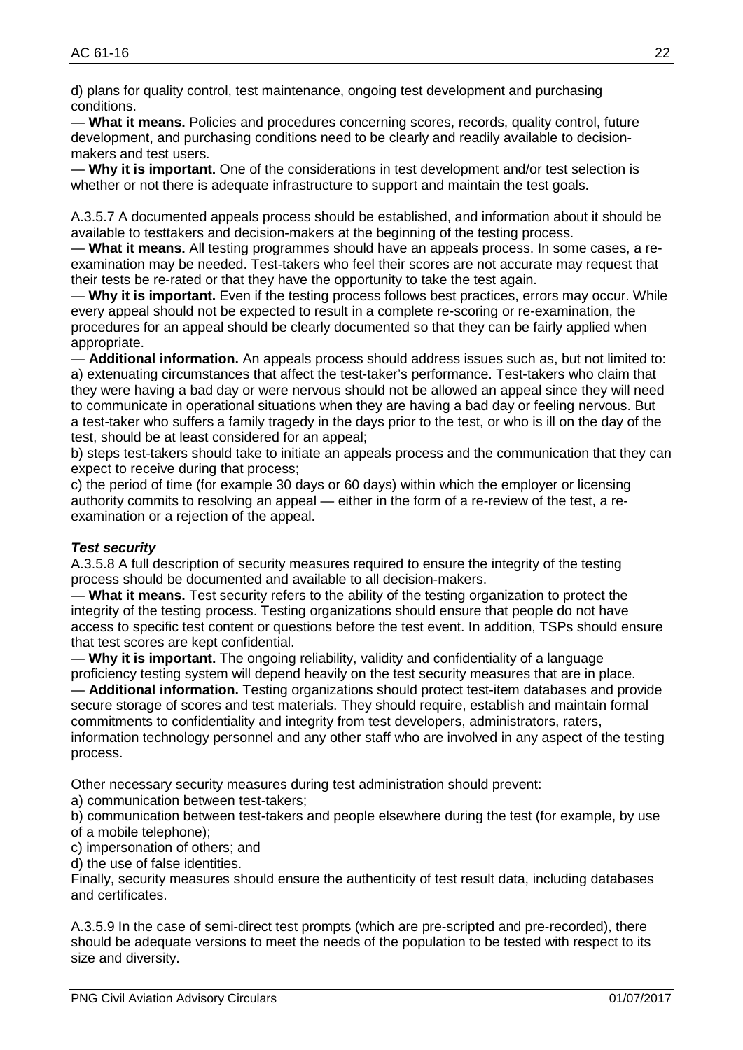d) plans for quality control, test maintenance, ongoing test development and purchasing conditions.

— **What it means.** Policies and procedures concerning scores, records, quality control, future development, and purchasing conditions need to be clearly and readily available to decision-makers and test users.

— **Why it is important.** One of the considerations in test development and/or test selection is whether or not there is adequate infrastructure to support and maintain the test goals.

A.3.5.7 A documented appeals process should be established, and information about it should be available to testtakers and decision-makers at the beginning of the testing process.

— **What it means.** All testing programmes should have an appeals process. In some cases, a re-examination may be needed. Test-takers who feel their scores are not accurate may request that their tests be re-rated or that they have the opportunity to take the test again.

— **Why it is important.** Even if the testing process follows best practices, errors may occur. While every appeal should not be expected to result in a complete re-scoring or re-examination, the procedures for an appeal should be clearly documented so that they can be fairly applied when appropriate.

— **Additional information.** An appeals process should address issues such as, but not limited to:

a) extenuating circumstances that affect the test-taker's performance. Test-takers who claim that they were having a bad day or were nervous should not be allowed an appeal since they will need to communicate in operational situations when they are having a bad day or feeling nervous. But a test-taker who suffers a family tragedy in the days prior to the test, or who is ill on the day of the test, should be at least considered for an appeal;

b) steps test-takers should take to initiate an appeals process and the communication that they can expect to receive during that process;

c) the period of time (for example 30 days or 60 days) within which the employer or licensing authority commits to resolving an appeal — either in the form of a re-review of the test, a re-examination or a rejection of the appeal.

***Test security***

A.3.5.8 A full description of security measures required to ensure the integrity of the testing process should be documented and available to all decision-makers.

— **What it means.** Test security refers to the ability of the testing organization to protect the integrity of the testing process. Testing organizations should ensure that people do not have access to specific test content or questions before the test event. In addition, TSPs should ensure that test scores are kept confidential.

— **Why it is important.** The ongoing reliability, validity and confidentiality of a language proficiency testing system will depend heavily on the test security measures that are in place.

— **Additional information.** Testing organizations should protect test-item databases and provide secure storage of scores and test materials. They should require, establish and maintain formal commitments to confidentiality and integrity from test developers, administrators, raters, information technology personnel and any other staff who are involved in any aspect of the testing process.

Other necessary security measures during test administration should prevent:

a) communication between test-takers;

b) communication between test-takers and people elsewhere during the test (for example, by use of a mobile telephone);

c) impersonation of others; and

d) the use of false identities.

Finally, security measures should ensure the authenticity of test result data, including databases and certificates.

A.3.5.9 In the case of semi-direct test prompts (which are pre-scripted and pre-recorded), there should be adequate versions to meet the needs of the population to be tested with respect to its size and diversity.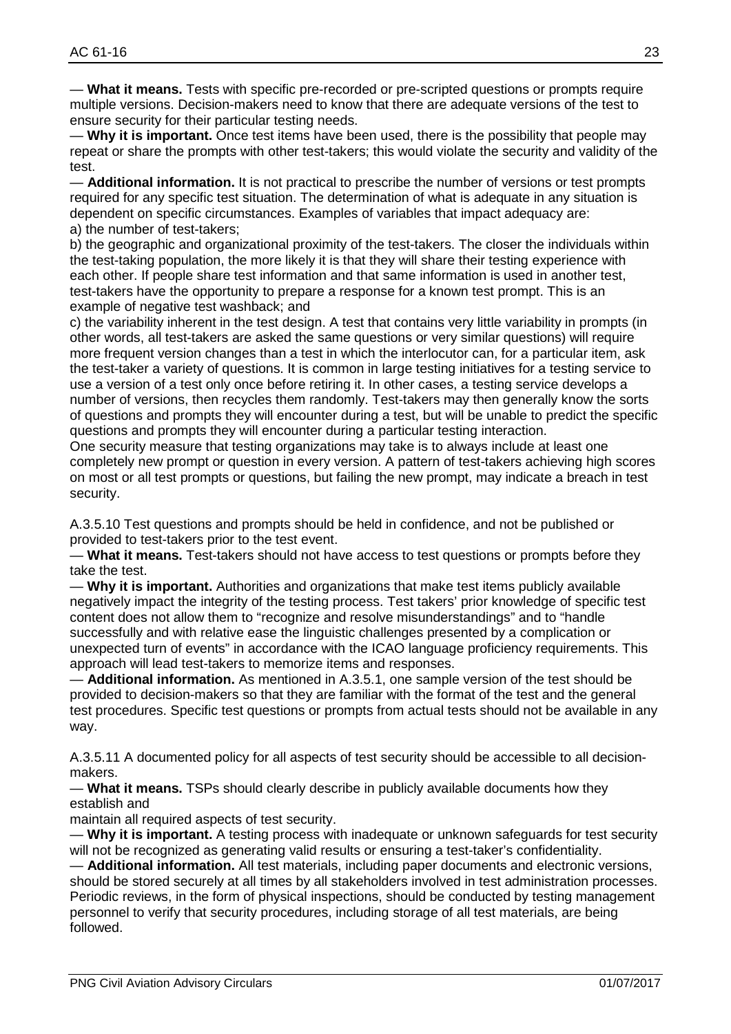— **What it means.** Tests with specific pre-recorded or pre-scripted questions or prompts require multiple versions. Decision-makers need to know that there are adequate versions of the test to ensure security for their particular testing needs.

— **Why it is important.** Once test items have been used, there is the possibility that people may repeat or share the prompts with other test-takers; this would violate the security and validity of the test.

— **Additional information.** It is not practical to prescribe the number of versions or test prompts required for any specific test situation. The determination of what is adequate in any situation is dependent on specific circumstances. Examples of variables that impact adequacy are:

a) the number of test-takers;

b) the geographic and organizational proximity of the test-takers. The closer the individuals within the test-taking population, the more likely it is that they will share their testing experience with each other. If people share test information and that same information is used in another test, test-takers have the opportunity to prepare a response for a known test prompt. This is an example of negative test washback; and

c) the variability inherent in the test design. A test that contains very little variability in prompts (in other words, all test-takers are asked the same questions or very similar questions) will require more frequent version changes than a test in which the interlocutor can, for a particular item, ask the test-taker a variety of questions. It is common in large testing initiatives for a testing service to use a version of a test only once before retiring it. In other cases, a testing service develops a number of versions, then recycles them randomly. Test-takers may then generally know the sorts of questions and prompts they will encounter during a test, but will be unable to predict the specific questions and prompts they will encounter during a particular testing interaction.

One security measure that testing organizations may take is to always include at least one completely new prompt or question in every version. A pattern of test-takers achieving high scores on most or all test prompts or questions, but failing the new prompt, may indicate a breach in test security.

A.3.5.10 Test questions and prompts should be held in confidence, and not be published or provided to test-takers prior to the test event.

— **What it means.** Test-takers should not have access to test questions or prompts before they take the test.

— **Why it is important.** Authorities and organizations that make test items publicly available negatively impact the integrity of the testing process. Test takers' prior knowledge of specific test content does not allow them to "recognize and resolve misunderstandings" and to "handle successfully and with relative ease the linguistic challenges presented by a complication or unexpected turn of events" in accordance with the ICAO language proficiency requirements. This approach will lead test-takers to memorize items and responses.

— **Additional information.** As mentioned in A.3.5.1, one sample version of the test should be provided to decision-makers so that they are familiar with the format of the test and the general test procedures. Specific test questions or prompts from actual tests should not be available in any way.

A.3.5.11 A documented policy for all aspects of test security should be accessible to all decision-makers.

— **What it means.** TSPs should clearly describe in publicly available documents how they establish and maintain all required aspects of test security.

— **Why it is important.** A testing process with inadequate or unknown safeguards for test security will not be recognized as generating valid results or ensuring a test-taker's confidentiality.

— **Additional information.** All test materials, including paper documents and electronic versions, should be stored securely at all times by all stakeholders involved in test administration processes. Periodic reviews, in the form of physical inspections, should be conducted by testing management personnel to verify that security procedures, including storage of all test materials, are being followed.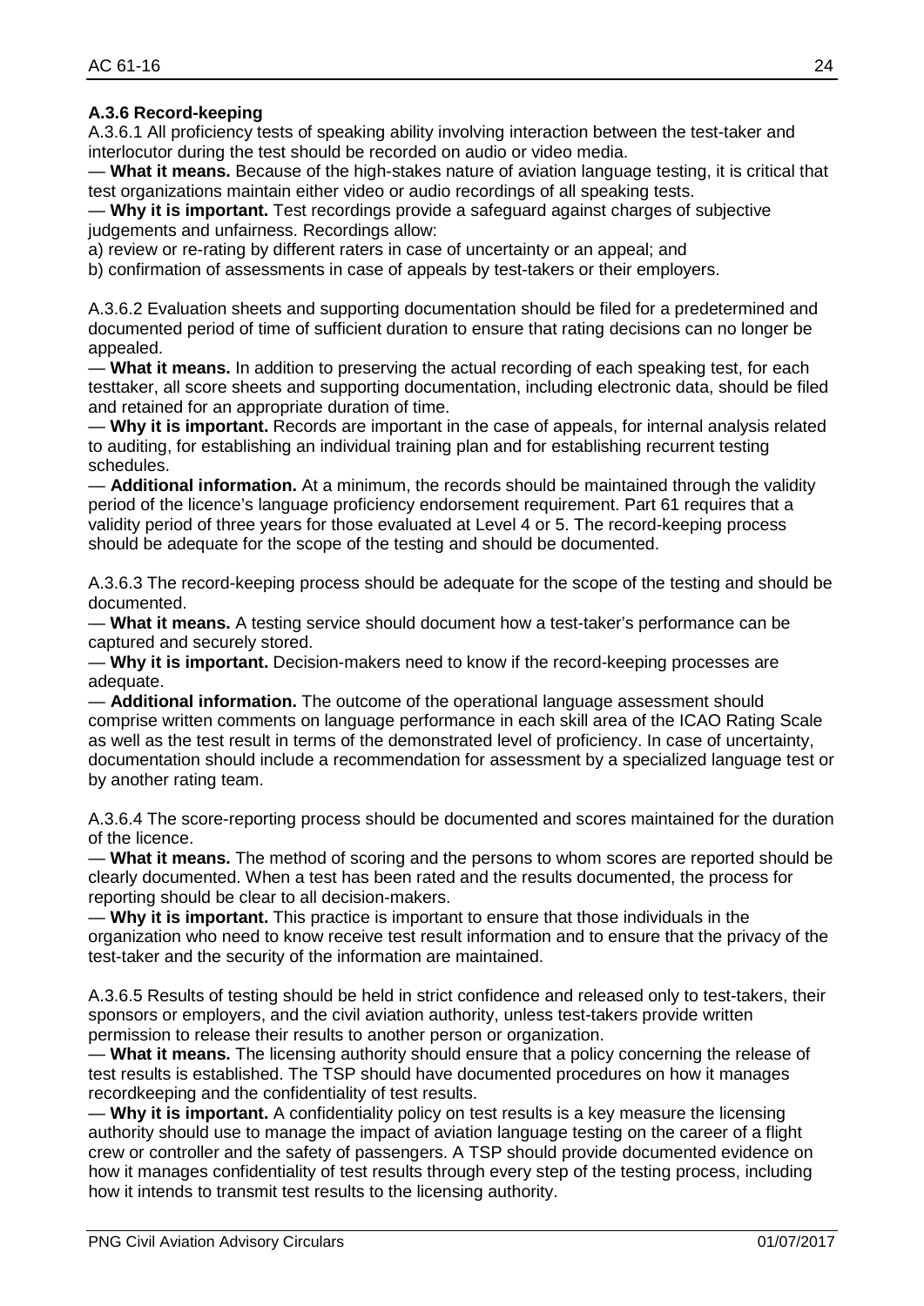**A.3.6 Record-keeping**

A.3.6.1 All proficiency tests of speaking ability involving interaction between the test-taker and interlocutor during the test should be recorded on audio or video media.

— **What it means.** Because of the high-stakes nature of aviation language testing, it is critical that test organizations maintain either video or audio recordings of all speaking tests.

— **Why it is important.** Test recordings provide a safeguard against charges of subjective judgements and unfairness. Recordings allow:

a) review or re-rating by different raters in case of uncertainty or an appeal; and

b) confirmation of assessments in case of appeals by test-takers or their employers.

A.3.6.2 Evaluation sheets and supporting documentation should be filed for a predetermined and documented period of time of sufficient duration to ensure that rating decisions can no longer be appealed.

— **What it means.** In addition to preserving the actual recording of each speaking test, for each testtaker, all score sheets and supporting documentation, including electronic data, should be filed and retained for an appropriate duration of time.

— **Why it is important.** Records are important in the case of appeals, for internal analysis related to auditing, for establishing an individual training plan and for establishing recurrent testing schedules.

— **Additional information.** At a minimum, the records should be maintained through the validity period of the licence's language proficiency endorsement requirement. Part 61 requires that a validity period of three years for those evaluated at Level 4 or 5. The record-keeping process should be adequate for the scope of the testing and should be documented.

A.3.6.3 The record-keeping process should be adequate for the scope of the testing and should be documented.

— **What it means.** A testing service should document how a test-taker's performance can be captured and securely stored.

— **Why it is important.** Decision-makers need to know if the record-keeping processes are adequate.

— **Additional information.** The outcome of the operational language assessment should comprise written comments on language performance in each skill area of the ICAO Rating Scale as well as the test result in terms of the demonstrated level of proficiency. In case of uncertainty, documentation should include a recommendation for assessment by a specialized language test or by another rating team.

A.3.6.4 The score-reporting process should be documented and scores maintained for the duration of the licence.

— **What it means.** The method of scoring and the persons to whom scores are reported should be clearly documented. When a test has been rated and the results documented, the process for reporting should be clear to all decision-makers.

— **Why it is important.** This practice is important to ensure that those individuals in the organization who need to know receive test result information and to ensure that the privacy of the test-taker and the security of the information are maintained.

A.3.6.5 Results of testing should be held in strict confidence and released only to test-takers, their sponsors or employers, and the civil aviation authority, unless test-takers provide written permission to release their results to another person or organization.

— **What it means.** The licensing authority should ensure that a policy concerning the release of test results is established. The TSP should have documented procedures on how it manages recordkeeping and the confidentiality of test results.

— **Why it is important.** A confidentiality policy on test results is a key measure the licensing authority should use to manage the impact of aviation language testing on the career of a flight crew or controller and the safety of passengers. A TSP should provide documented evidence on how it manages confidentiality of test results through every step of the testing process, including how it intends to transmit test results to the licensing authority.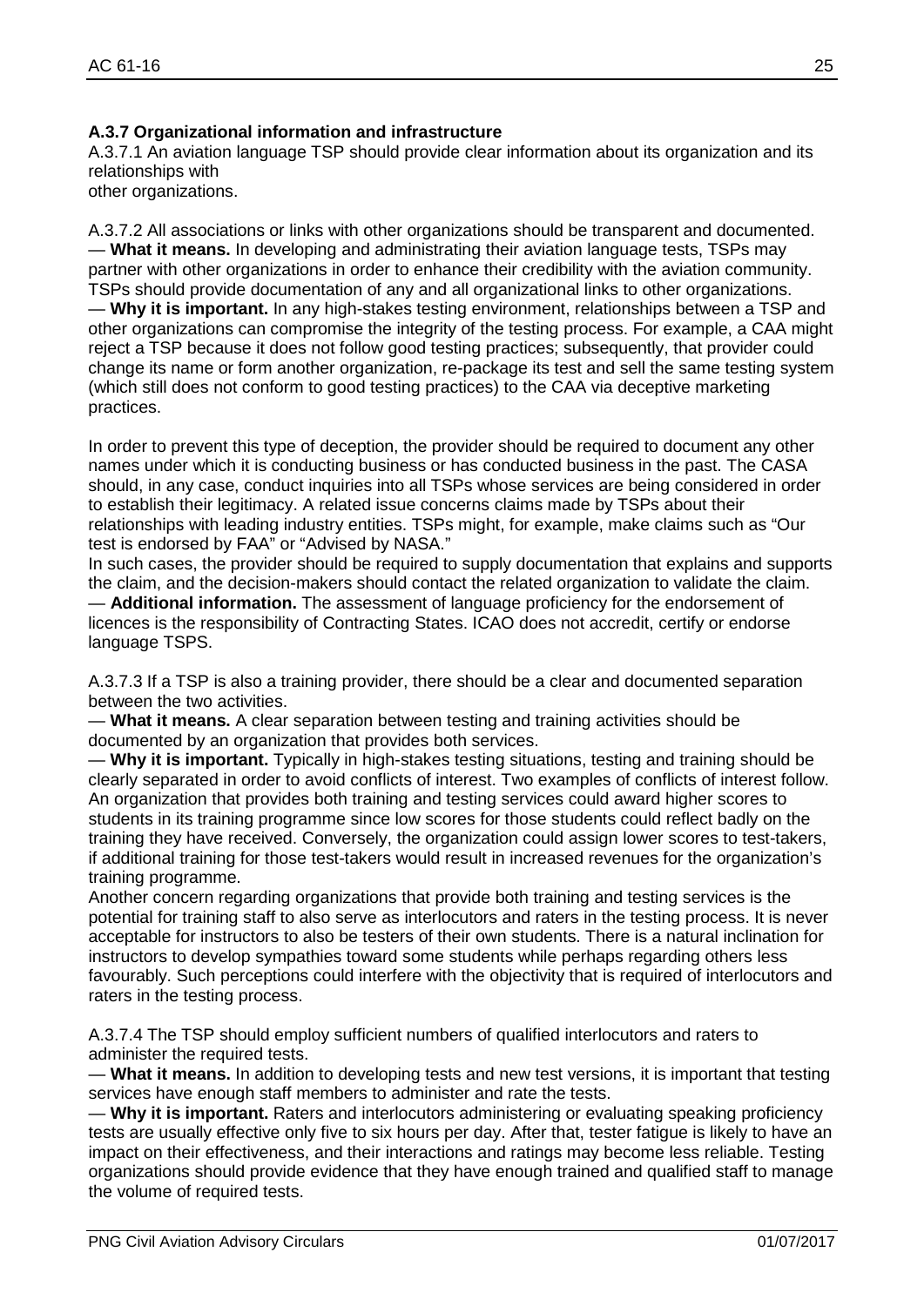### A.3.7 Organizational information and infrastructure

A.3.7.1 An aviation language TSP should provide clear information about its organization and its relationships with
other organizations.

A.3.7.2 All associations or links with other organizations should be transparent and documented.
— **What it means.** In developing and administrating their aviation language tests, TSPs may partner with other organizations in order to enhance their credibility with the aviation community. TSPs should provide documentation of any and all organizational links to other organizations.
— **Why it is important.** In any high-stakes testing environment, relationships between a TSP and other organizations can compromise the integrity of the testing process. For example, a CAA might reject a TSP because it does not follow good testing practices; subsequently, that provider could change its name or form another organization, re-package its test and sell the same testing system (which still does not conform to good testing practices) to the CAA via deceptive marketing practices.

In order to prevent this type of deception, the provider should be required to document any other names under which it is conducting business or has conducted business in the past. The CASA should, in any case, conduct inquiries into all TSPs whose services are being considered in order to establish their legitimacy. A related issue concerns claims made by TSPs about their relationships with leading industry entities. TSPs might, for example, make claims such as "Our test is endorsed by FAA" or "Advised by NASA."
In such cases, the provider should be required to supply documentation that explains and supports the claim, and the decision-makers should contact the related organization to validate the claim.
— **Additional information.** The assessment of language proficiency for the endorsement of licences is the responsibility of Contracting States. ICAO does not accredit, certify or endorse language TSPS.

A.3.7.3 If a TSP is also a training provider, there should be a clear and documented separation between the two activities.
— **What it means.** A clear separation between testing and training activities should be documented by an organization that provides both services.
— **Why it is important.** Typically in high-stakes testing situations, testing and training should be clearly separated in order to avoid conflicts of interest. Two examples of conflicts of interest follow. An organization that provides both training and testing services could award higher scores to students in its training programme since low scores for those students could reflect badly on the training they have received. Conversely, the organization could assign lower scores to test-takers, if additional training for those test-takers would result in increased revenues for the organization's training programme.
Another concern regarding organizations that provide both training and testing services is the potential for training staff to also serve as interlocutors and raters in the testing process. It is never acceptable for instructors to also be testers of their own students. There is a natural inclination for instructors to develop sympathies toward some students while perhaps regarding others less favourably. Such perceptions could interfere with the objectivity that is required of interlocutors and raters in the testing process.

A.3.7.4 The TSP should employ sufficient numbers of qualified interlocutors and raters to administer the required tests.
— **What it means.** In addition to developing tests and new test versions, it is important that testing services have enough staff members to administer and rate the tests.
— **Why it is important.** Raters and interlocutors administering or evaluating speaking proficiency tests are usually effective only five to six hours per day. After that, tester fatigue is likely to have an impact on their effectiveness, and their interactions and ratings may become less reliable. Testing organizations should provide evidence that they have enough trained and qualified staff to manage the volume of required tests.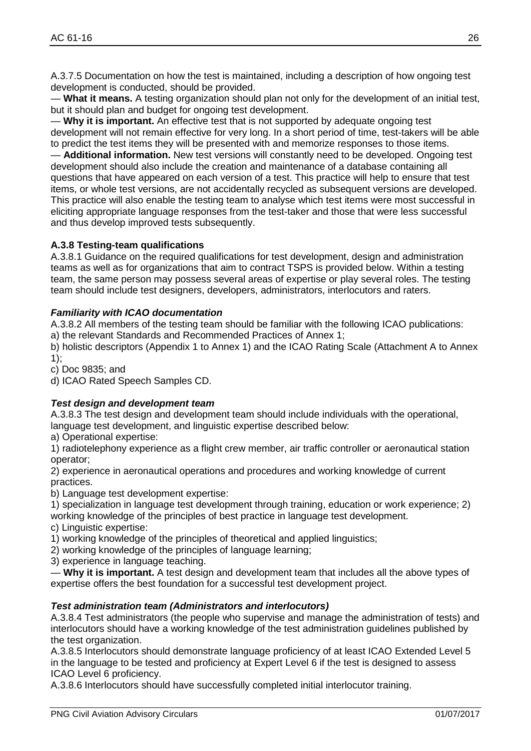A.3.7.5 Documentation on how the test is maintained, including a description of how ongoing test development is conducted, should be provided.

— **What it means.** A testing organization should plan not only for the development of an initial test, but it should plan and budget for ongoing test development.

— **Why it is important.** An effective test that is not supported by adequate ongoing test development will not remain effective for very long. In a short period of time, test-takers will be able to predict the test items they will be presented with and memorize responses to those items.

— **Additional information.** New test versions will constantly need to be developed. Ongoing test development should also include the creation and maintenance of a database containing all questions that have appeared on each version of a test. This practice will help to ensure that test items, or whole test versions, are not accidentally recycled as subsequent versions are developed. This practice will also enable the testing team to analyse which test items were most successful in eliciting appropriate language responses from the test-taker and those that were less successful and thus develop improved tests subsequently.

### A.3.8 Testing-team qualifications

A.3.8.1 Guidance on the required qualifications for test development, design and administration teams as well as for organizations that aim to contract TSPS is provided below. Within a testing team, the same person may possess several areas of expertise or play several roles. The testing team should include test designers, developers, administrators, interlocutors and raters.

#### *Familiarity with ICAO documentation*

A.3.8.2 All members of the testing team should be familiar with the following ICAO publications:

a) the relevant Standards and Recommended Practices of Annex 1;

b) holistic descriptors (Appendix 1 to Annex 1) and the ICAO Rating Scale (Attachment A to Annex 1);

c) Doc 9835; and

d) ICAO Rated Speech Samples CD.

#### *Test design and development team*

A.3.8.3 The test design and development team should include individuals with the operational, language test development, and linguistic expertise described below:

a) Operational expertise:

1) radiotelephony experience as a flight crew member, air traffic controller or aeronautical station operator;

2) experience in aeronautical operations and procedures and working knowledge of current practices.

b) Language test development expertise:

1) specialization in language test development through training, education or work experience; 2) working knowledge of the principles of best practice in language test development.

c) Linguistic expertise:

1) working knowledge of the principles of theoretical and applied linguistics;

2) working knowledge of the principles of language learning;

3) experience in language teaching.

— **Why it is important.** A test design and development team that includes all the above types of expertise offers the best foundation for a successful test development project.

#### *Test administration team (Administrators and interlocutors)*

A.3.8.4 Test administrators (the people who supervise and manage the administration of tests) and interlocutors should have a working knowledge of the test administration guidelines published by the test organization.

A.3.8.5 Interlocutors should demonstrate language proficiency of at least ICAO Extended Level 5 in the language to be tested and proficiency at Expert Level 6 if the test is designed to assess ICAO Level 6 proficiency.

A.3.8.6 Interlocutors should have successfully completed initial interlocutor training.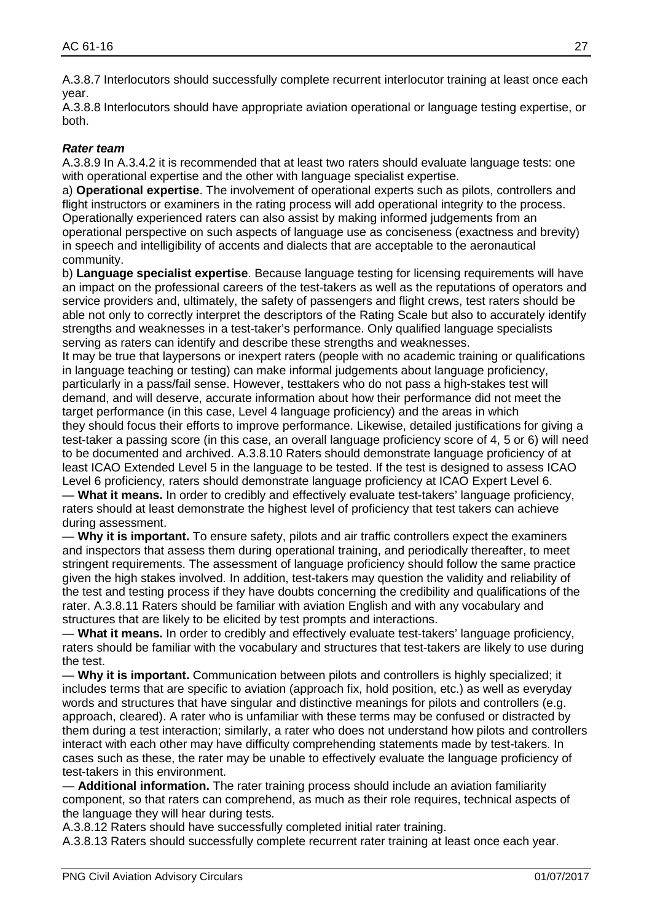A.3.8.7 Interlocutors should successfully complete recurrent interlocutor training at least once each year.

A.3.8.8 Interlocutors should have appropriate aviation operational or language testing expertise, or both.

***Rater team***

A.3.8.9 In A.3.4.2 it is recommended that at least two raters should evaluate language tests: one with operational expertise and the other with language specialist expertise.

a) **Operational expertise**. The involvement of operational experts such as pilots, controllers and flight instructors or examiners in the rating process will add operational integrity to the process. Operationally experienced raters can also assist by making informed judgements from an operational perspective on such aspects of language use as conciseness (exactness and brevity) in speech and intelligibility of accents and dialects that are acceptable to the aeronautical community.

b) **Language specialist expertise**. Because language testing for licensing requirements will have an impact on the professional careers of the test-takers as well as the reputations of operators and service providers and, ultimately, the safety of passengers and flight crews, test raters should be able not only to correctly interpret the descriptors of the Rating Scale but also to accurately identify strengths and weaknesses in a test-taker's performance. Only qualified language specialists serving as raters can identify and describe these strengths and weaknesses.

It may be true that laypersons or inexpert raters (people with no academic training or qualifications in language teaching or testing) can make informal judgements about language proficiency, particularly in a pass/fail sense. However, testtakers who do not pass a high-stakes test will demand, and will deserve, accurate information about how their performance did not meet the target performance (in this case, Level 4 language proficiency) and the areas in which they should focus their efforts to improve performance. Likewise, detailed justifications for giving a test-taker a passing score (in this case, an overall language proficiency score of 4, 5 or 6) will need to be documented and archived. A.3.8.10 Raters should demonstrate language proficiency of at least ICAO Extended Level 5 in the language to be tested. If the test is designed to assess ICAO Level 6 proficiency, raters should demonstrate language proficiency at ICAO Expert Level 6.

— **What it means.** In order to credibly and effectively evaluate test-takers' language proficiency, raters should at least demonstrate the highest level of proficiency that test takers can achieve during assessment.

— **Why it is important.** To ensure safety, pilots and air traffic controllers expect the examiners and inspectors that assess them during operational training, and periodically thereafter, to meet stringent requirements. The assessment of language proficiency should follow the same practice given the high stakes involved. In addition, test-takers may question the validity and reliability of the test and testing process if they have doubts concerning the credibility and qualifications of the rater. A.3.8.11 Raters should be familiar with aviation English and with any vocabulary and structures that are likely to be elicited by test prompts and interactions.

— **What it means.** In order to credibly and effectively evaluate test-takers' language proficiency, raters should be familiar with the vocabulary and structures that test-takers are likely to use during the test.

— **Why it is important.** Communication between pilots and controllers is highly specialized; it includes terms that are specific to aviation (approach fix, hold position, etc.) as well as everyday words and structures that have singular and distinctive meanings for pilots and controllers (e.g. approach, cleared). A rater who is unfamiliar with these terms may be confused or distracted by them during a test interaction; similarly, a rater who does not understand how pilots and controllers interact with each other may have difficulty comprehending statements made by test-takers. In cases such as these, the rater may be unable to effectively evaluate the language proficiency of test-takers in this environment.

— **Additional information.** The rater training process should include an aviation familiarity component, so that raters can comprehend, as much as their role requires, technical aspects of the language they will hear during tests.

A.3.8.12 Raters should have successfully completed initial rater training.

A.3.8.13 Raters should successfully complete recurrent rater training at least once each year.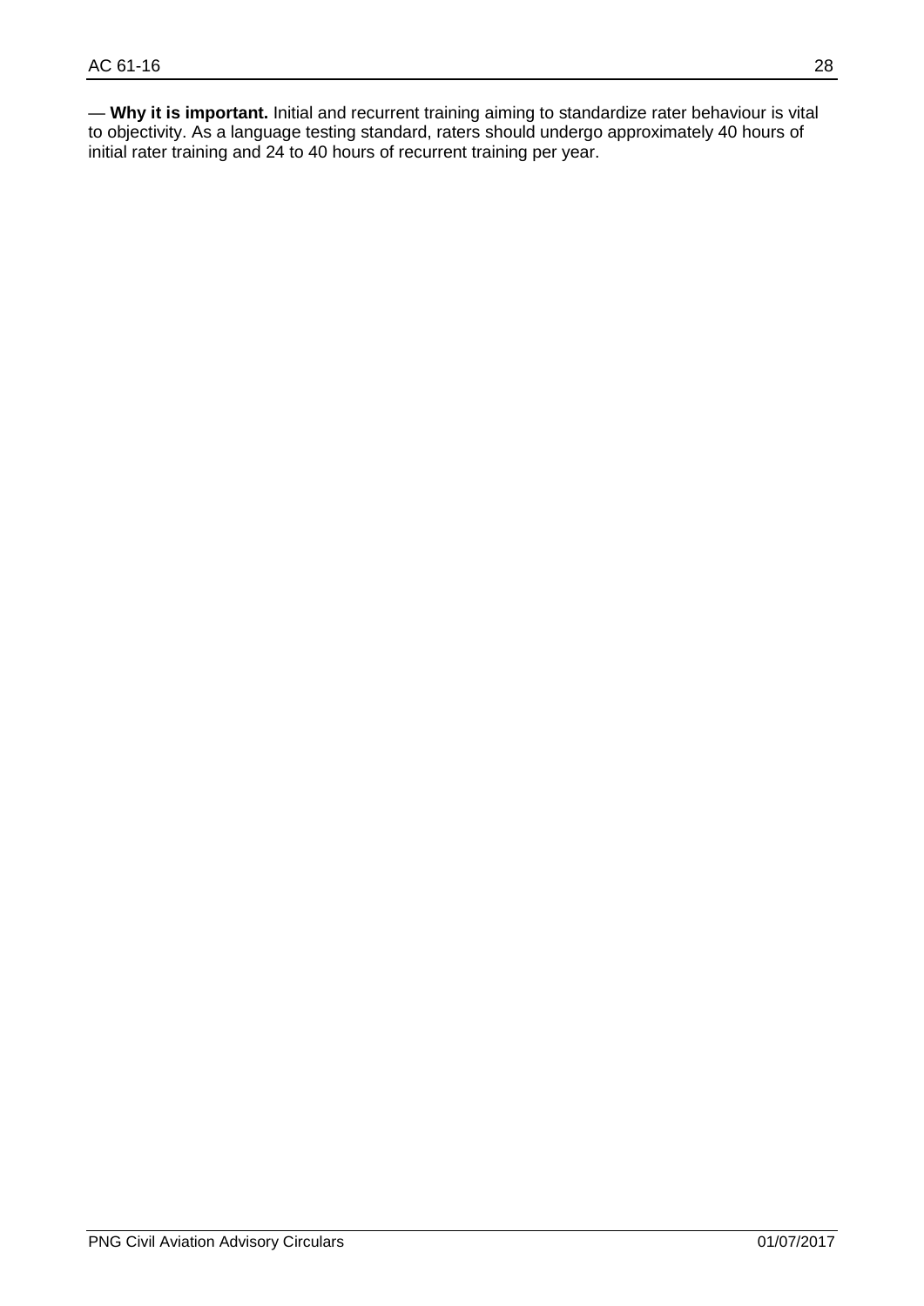— **Why it is important.** Initial and recurrent training aiming to standardize rater behaviour is vital to objectivity. As a language testing standard, raters should undergo approximately 40 hours of initial rater training and 24 to 40 hours of recurrent training per year.